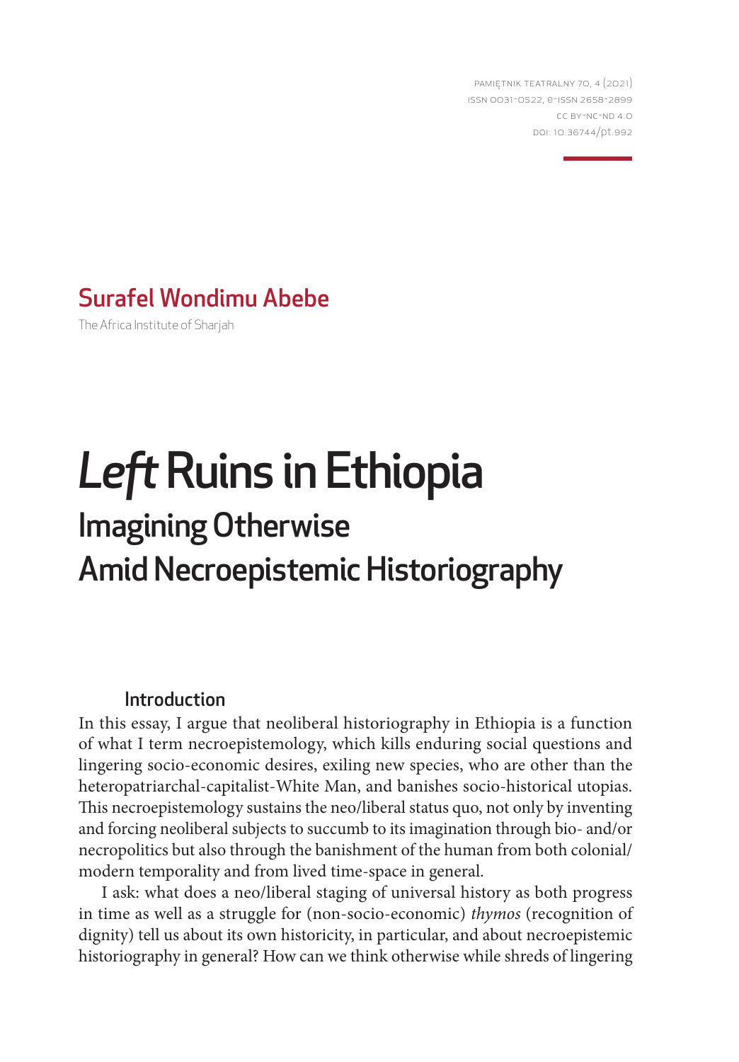PAMIĘTNIK TEATRALNY 70, 4 (2021)
ISSN 0031-0522, e-ISSN 2658-2899
CC BY-NC-ND 4.0
DOI: 10.36744/pt.992

**Surafel Wondimu Abebe**

The Africa Institute of Sharjah

# *Left* Ruins in Ethiopia
## Imagining Otherwise Amid Necroepistemic Historiography

### Introduction

In this essay, I argue that neoliberal historiography in Ethiopia is a function of what I term necroepistemology, which kills enduring social questions and lingering socio-economic desires, exiling new species, who are other than the heteropatriarchal-capitalist-White Man, and banishes socio-historical utopias. This necroepistemology sustains the neo/liberal status quo, not only by inventing and forcing neoliberal subjects to succumb to its imagination through bio- and/or necropolitics but also through the banishment of the human from both colonial/modern temporality and from lived time-space in general.

I ask: what does a neo/liberal staging of universal history as both progress in time as well as a struggle for (non-socio-economic) *thymos* (recognition of dignity) tell us about its own historicity, in particular, and about necroepistemic historiography in general? How can we think otherwise while shreds of lingering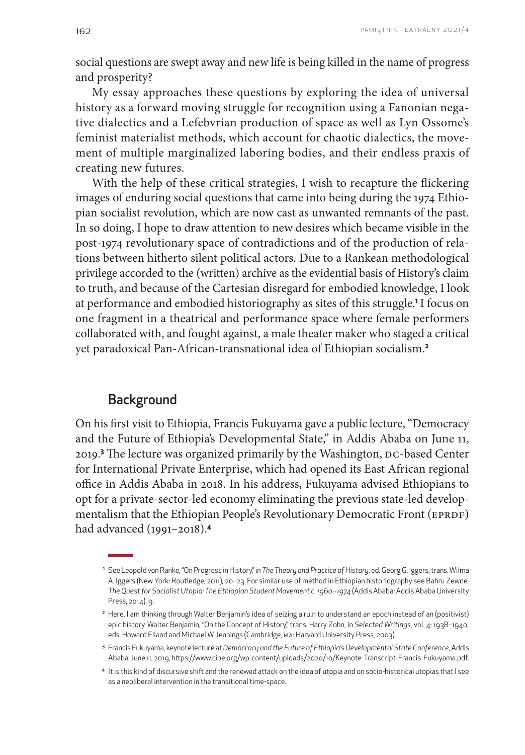social questions are swept away and new life is being killed in the name of progress and prosperity?

My essay approaches these questions by exploring the idea of universal history as a forward moving struggle for recognition using a Fanonian negative dialectics and a Lefebvrian production of space as well as Lyn Ossome's feminist materialist methods, which account for chaotic dialectics, the movement of multiple marginalized laboring bodies, and their endless praxis of creating new futures.

With the help of these critical strategies, I wish to recapture the flickering images of enduring social questions that came into being during the 1974 Ethiopian socialist revolution, which are now cast as unwanted remnants of the past. In so doing, I hope to draw attention to new desires which became visible in the post-1974 revolutionary space of contradictions and of the production of relations between hitherto silent political actors. Due to a Rankean methodological privilege accorded to the (written) archive as the evidential basis of History's claim to truth, and because of the Cartesian disregard for embodied knowledge, I look at performance and embodied historiography as sites of this struggle.[1] I focus on one fragment in a theatrical and performance space where female performers collaborated with, and fought against, a male theater maker who staged a critical yet paradoxical Pan-African-transnational idea of Ethiopian socialism.[2]

## Background

On his first visit to Ethiopia, Francis Fukuyama gave a public lecture, "Democracy and the Future of Ethiopia's Developmental State," in Addis Ababa on June 11, 2019.[3] The lecture was organized primarily by the Washington, DC-based Center for International Private Enterprise, which had opened its East African regional office in Addis Ababa in 2018. In his address, Fukuyama advised Ethiopians to opt for a private-sector-led economy eliminating the previous state-led developmentalism that the Ethiopian People's Revolutionary Democratic Front (EPRDF) had advanced (1991–2018).[4]

---

[1] See Leopold von Ranke, "On Progress in History," in *The Theory and Practice of History*, ed. Georg G. Iggers, trans. Wilma A. Iggers (New York: Routledge, 2011), 20–23. For similar use of method in Ethiopian historiography see Bahru Zewde, *The Quest for Socialist Utopia: The Ethiopian Student Movement c. 1960–1974* (Addis Ababa: Addis Ababa University Press, 2014), 9.

[2] Here, I am thinking through Walter Benjamin's idea of seizing a ruin to understand an epoch instead of an (positivist) epic history. Walter Benjamin, "On the Concept of History," trans. Harry Zohn, in *Selected Writings*, vol. 4: 1938–1940, eds. Howard Eiland and Michael W. Jennings (Cambridge, MA: Harvard University Press, 2003).

[3] Francis Fukuyama, keynote lecture at *Democracy and the Future of Ethiopia's Developmental State Conference*, Addis Ababa, June 11, 2019, https://www.cipe.org/wp-content/uploads/2020/10/Keynote-Transcript-Francis-Fukuyama.pdf.

[4] It is this kind of discursive shift and the renewed attack on the idea of utopia and on socio-historical utopias that I see as a neoliberal intervention in the transitional time-space.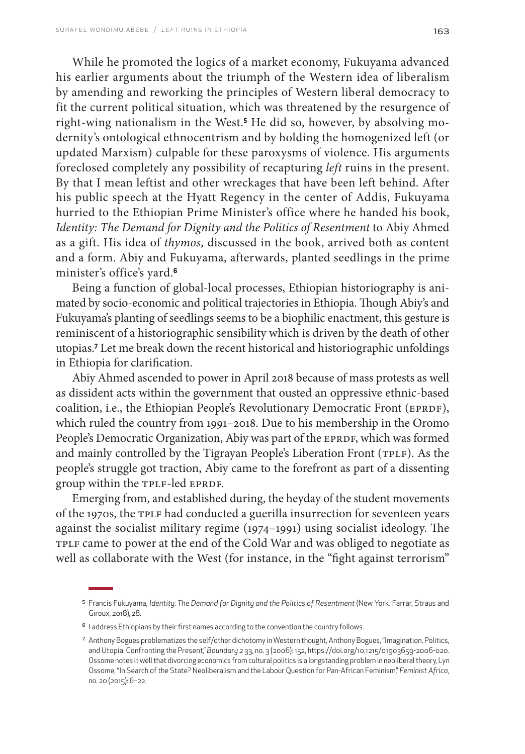While he promoted the logics of a market economy, Fukuyama advanced his earlier arguments about the triumph of the Western idea of liberalism by amending and reworking the principles of Western liberal democracy to fit the current political situation, which was threatened by the resurgence of right-wing nationalism in the West.[5] He did so, however, by absolving modernity's ontological ethnocentrism and by holding the homogenized left (or updated Marxism) culpable for these paroxysms of violence. His arguments foreclosed completely any possibility of recapturing *left* ruins in the present. By that I mean leftist and other wreckages that have been left behind. After his public speech at the Hyatt Regency in the center of Addis, Fukuyama hurried to the Ethiopian Prime Minister's office where he handed his book, *Identity: The Demand for Dignity and the Politics of Resentment* to Abiy Ahmed as a gift. His idea of *thymos*, discussed in the book, arrived both as content and a form. Abiy and Fukuyama, afterwards, planted seedlings in the prime minister's office's yard.[6]

Being a function of global-local processes, Ethiopian historiography is animated by socio-economic and political trajectories in Ethiopia. Though Abiy's and Fukuyama's planting of seedlings seems to be a biophilic enactment, this gesture is reminiscent of a historiographic sensibility which is driven by the death of other utopias.[7] Let me break down the recent historical and historiographic unfoldings in Ethiopia for clarification.

Abiy Ahmed ascended to power in April 2018 because of mass protests as well as dissident acts within the government that ousted an oppressive ethnic-based coalition, i.e., the Ethiopian People's Revolutionary Democratic Front (EPRDF), which ruled the country from 1991–2018. Due to his membership in the Oromo People's Democratic Organization, Abiy was part of the EPRDF, which was formed and mainly controlled by the Tigrayan People's Liberation Front (TPLF). As the people's struggle got traction, Abiy came to the forefront as part of a dissenting group within the TPLF-led EPRDF.

Emerging from, and established during, the heyday of the student movements of the 1970s, the TPLF had conducted a guerilla insurrection for seventeen years against the socialist military regime (1974–1991) using socialist ideology. The TPLF came to power at the end of the Cold War and was obliged to negotiate as well as collaborate with the West (for instance, in the "fight against terrorism"

---

[5] Francis Fukuyama, *Identity: The Demand for Dignity and the Politics of Resentment* (New York: Farrar, Straus and Giroux, 2018), 28.

[6] I address Ethiopians by their first names according to the convention the country follows.

[7] Anthony Bogues problematizes the self/other dichotomy in Western thought, Anthony Bogues, "Imagination, Politics, and Utopia: Confronting the Present," *Boundary 2* 33, no. 3 (2006): 152, https://doi.org/10.1215/01903659-2006-020. Ossome notes it well that divorcing economics from cultural politics is a longstanding problem in neoliberal theory, Lyn Ossome, "In Search of the State? Neoliberalism and the Labour Question for Pan-African Feminism," *Feminist Africa*, no. 20 (2015): 6–22.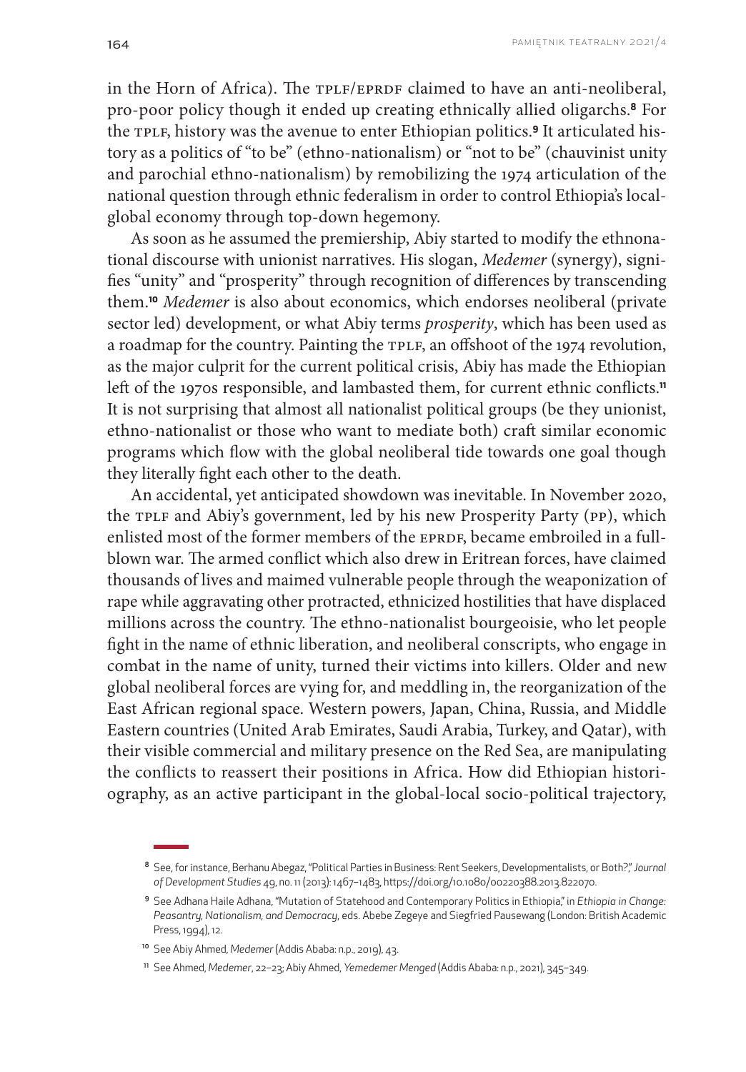in the Horn of Africa). The TPLF/EPRDF claimed to have an anti-neoliberal, pro-poor policy though it ended up creating ethnically allied oligarchs.[8] For the TPLF, history was the avenue to enter Ethiopian politics.[9] It articulated history as a politics of "to be" (ethno-nationalism) or "not to be" (chauvinist unity and parochial ethno-nationalism) by remobilizing the 1974 articulation of the national question through ethnic federalism in order to control Ethiopia's local-global economy through top-down hegemony.

As soon as he assumed the premiership, Abiy started to modify the ethnonational discourse with unionist narratives. His slogan, *Medemer* (synergy), signifies "unity" and "prosperity" through recognition of differences by transcending them.[10] *Medemer* is also about economics, which endorses neoliberal (private sector led) development, or what Abiy terms *prosperity*, which has been used as a roadmap for the country. Painting the TPLF, an offshoot of the 1974 revolution, as the major culprit for the current political crisis, Abiy has made the Ethiopian left of the 1970s responsible, and lambasted them, for current ethnic conflicts.[11] It is not surprising that almost all nationalist political groups (be they unionist, ethno-nationalist or those who want to mediate both) craft similar economic programs which flow with the global neoliberal tide towards one goal though they literally fight each other to the death.

An accidental, yet anticipated showdown was inevitable. In November 2020, the TPLF and Abiy's government, led by his new Prosperity Party (PP), which enlisted most of the former members of the EPRDF, became embroiled in a full-blown war. The armed conflict which also drew in Eritrean forces, have claimed thousands of lives and maimed vulnerable people through the weaponization of rape while aggravating other protracted, ethnicized hostilities that have displaced millions across the country. The ethno-nationalist bourgeoisie, who let people fight in the name of ethnic liberation, and neoliberal conscripts, who engage in combat in the name of unity, turned their victims into killers. Older and new global neoliberal forces are vying for, and meddling in, the reorganization of the East African regional space. Western powers, Japan, China, Russia, and Middle Eastern countries (United Arab Emirates, Saudi Arabia, Turkey, and Qatar), with their visible commercial and military presence on the Red Sea, are manipulating the conflicts to reassert their positions in Africa. How did Ethiopian historiography, as an active participant in the global-local socio-political trajectory,

---

[8] See, for instance, Berhanu Abegaz, "Political Parties in Business: Rent Seekers, Developmentalists, or Both?," *Journal of Development Studies* 49, no. 11 (2013): 1467–1483, https://doi.org/10.1080/00220388.2013.822070.

[9] See Adhana Haile Adhana, "Mutation of Statehood and Contemporary Politics in Ethiopia," in *Ethiopia in Change: Peasantry, Nationalism, and Democracy*, eds. Abebe Zegeye and Siegfried Pausewang (London: British Academic Press, 1994), 12.

[10] See Abiy Ahmed, *Medemer* (Addis Ababa: n.p., 2019), 43.

[11] See Ahmed, *Medemer*, 22–23; Abiy Ahmed, *Yemedemer Menged* (Addis Ababa: n.p., 2021), 345–349.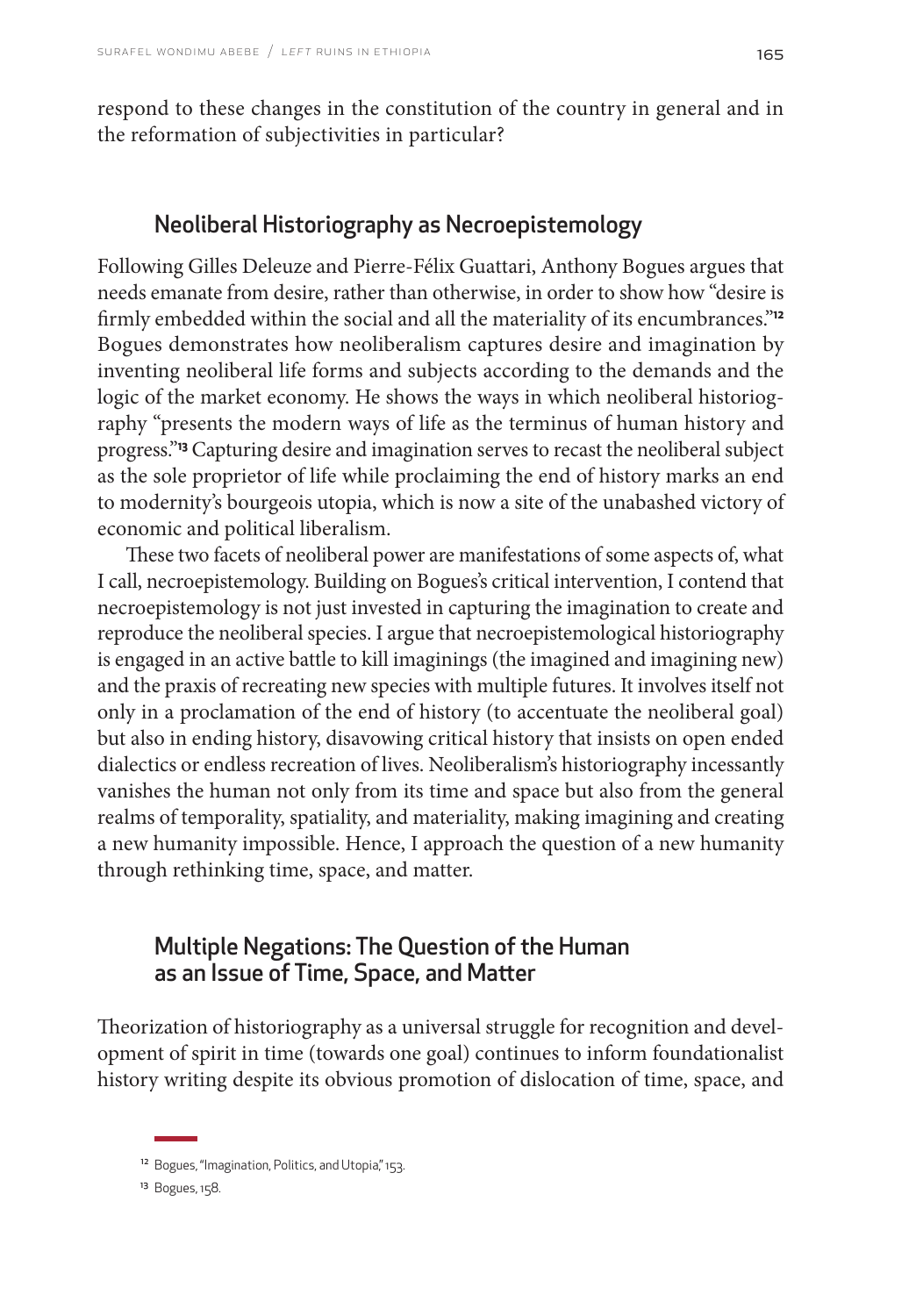respond to these changes in the constitution of the country in general and in the reformation of subjectivities in particular?

## Neoliberal Historiography as Necroepistemology

Following Gilles Deleuze and Pierre-Félix Guattari, Anthony Bogues argues that needs emanate from desire, rather than otherwise, in order to show how "desire is firmly embedded within the social and all the materiality of its encumbrances."[12] Bogues demonstrates how neoliberalism captures desire and imagination by inventing neoliberal life forms and subjects according to the demands and the logic of the market economy. He shows the ways in which neoliberal historiography "presents the modern ways of life as the terminus of human history and progress."[13] Capturing desire and imagination serves to recast the neoliberal subject as the sole proprietor of life while proclaiming the end of history marks an end to modernity's bourgeois utopia, which is now a site of the unabashed victory of economic and political liberalism.

These two facets of neoliberal power are manifestations of some aspects of, what I call, necroepistemology. Building on Bogues's critical intervention, I contend that necroepistemology is not just invested in capturing the imagination to create and reproduce the neoliberal species. I argue that necroepistemological historiography is engaged in an active battle to kill imaginings (the imagined and imagining new) and the praxis of recreating new species with multiple futures. It involves itself not only in a proclamation of the end of history (to accentuate the neoliberal goal) but also in ending history, disavowing critical history that insists on open ended dialectics or endless recreation of lives. Neoliberalism's historiography incessantly vanishes the human not only from its time and space but also from the general realms of temporality, spatiality, and materiality, making imagining and creating a new humanity impossible. Hence, I approach the question of a new humanity through rethinking time, space, and matter.

## Multiple Negations: The Question of the Human as an Issue of Time, Space, and Matter

Theorization of historiography as a universal struggle for recognition and development of spirit in time (towards one goal) continues to inform foundationalist history writing despite its obvious promotion of dislocation of time, space, and

---

[12] Bogues, "Imagination, Politics, and Utopia," 153.

[13] Bogues, 158.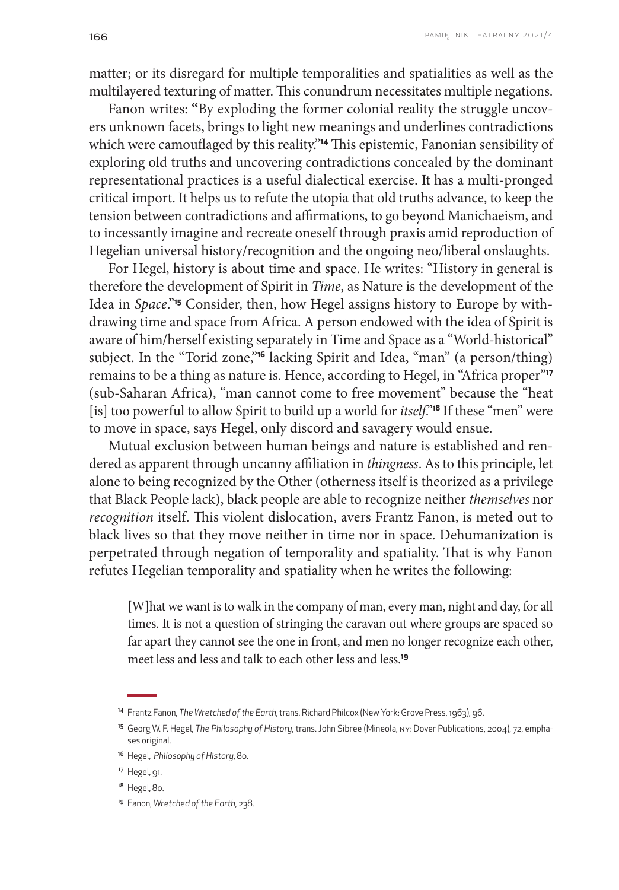matter; or its disregard for multiple temporalities and spatialities as well as the multilayered texturing of matter. This conundrum necessitates multiple negations.

Fanon writes: "By exploding the former colonial reality the struggle uncovers unknown facets, brings to light new meanings and underlines contradictions which were camouflaged by this reality."[14] This epistemic, Fanonian sensibility of exploring old truths and uncovering contradictions concealed by the dominant representational practices is a useful dialectical exercise. It has a multi-pronged critical import. It helps us to refute the utopia that old truths advance, to keep the tension between contradictions and affirmations, to go beyond Manichaeism, and to incessantly imagine and recreate oneself through praxis amid reproduction of Hegelian universal history/recognition and the ongoing neo/liberal onslaughts.

For Hegel, history is about time and space. He writes: "History in general is therefore the development of Spirit in *Time*, as Nature is the development of the Idea in *Space*."[15] Consider, then, how Hegel assigns history to Europe by withdrawing time and space from Africa. A person endowed with the idea of Spirit is aware of him/herself existing separately in Time and Space as a "World-historical" subject. In the "Torid zone,"[16] lacking Spirit and Idea, "man" (a person/thing) remains to be a thing as nature is. Hence, according to Hegel, in "Africa proper"[17] (sub-Saharan Africa), "man cannot come to free movement" because the "heat [is] too powerful to allow Spirit to build up a world for *itself*."[18] If these "men" were to move in space, says Hegel, only discord and savagery would ensue.

Mutual exclusion between human beings and nature is established and rendered as apparent through uncanny affiliation in *thingness*. As to this principle, let alone to being recognized by the Other (otherness itself is theorized as a privilege that Black People lack), black people are able to recognize neither *themselves* nor *recognition* itself. This violent dislocation, avers Frantz Fanon, is meted out to black lives so that they move neither in time nor in space. Dehumanization is perpetrated through negation of temporality and spatiality. That is why Fanon refutes Hegelian temporality and spatiality when he writes the following:

> [W]hat we want is to walk in the company of man, every man, night and day, for all times. It is not a question of stringing the caravan out where groups are spaced so far apart they cannot see the one in front, and men no longer recognize each other, meet less and less and talk to each other less and less.[19]

---

[14] Frantz Fanon, *The Wretched of the Earth*, trans. Richard Philcox (New York: Grove Press, 1963), 96.

[15] Georg W. F. Hegel, *The Philosophy of History*, trans. John Sibree (Mineola, NY: Dover Publications, 2004), 72, emphases original.

[16] Hegel, *Philosophy of History*, 80.

[17] Hegel, 91.

[18] Hegel, 80.

[19] Fanon, *Wretched of the Earth*, 238.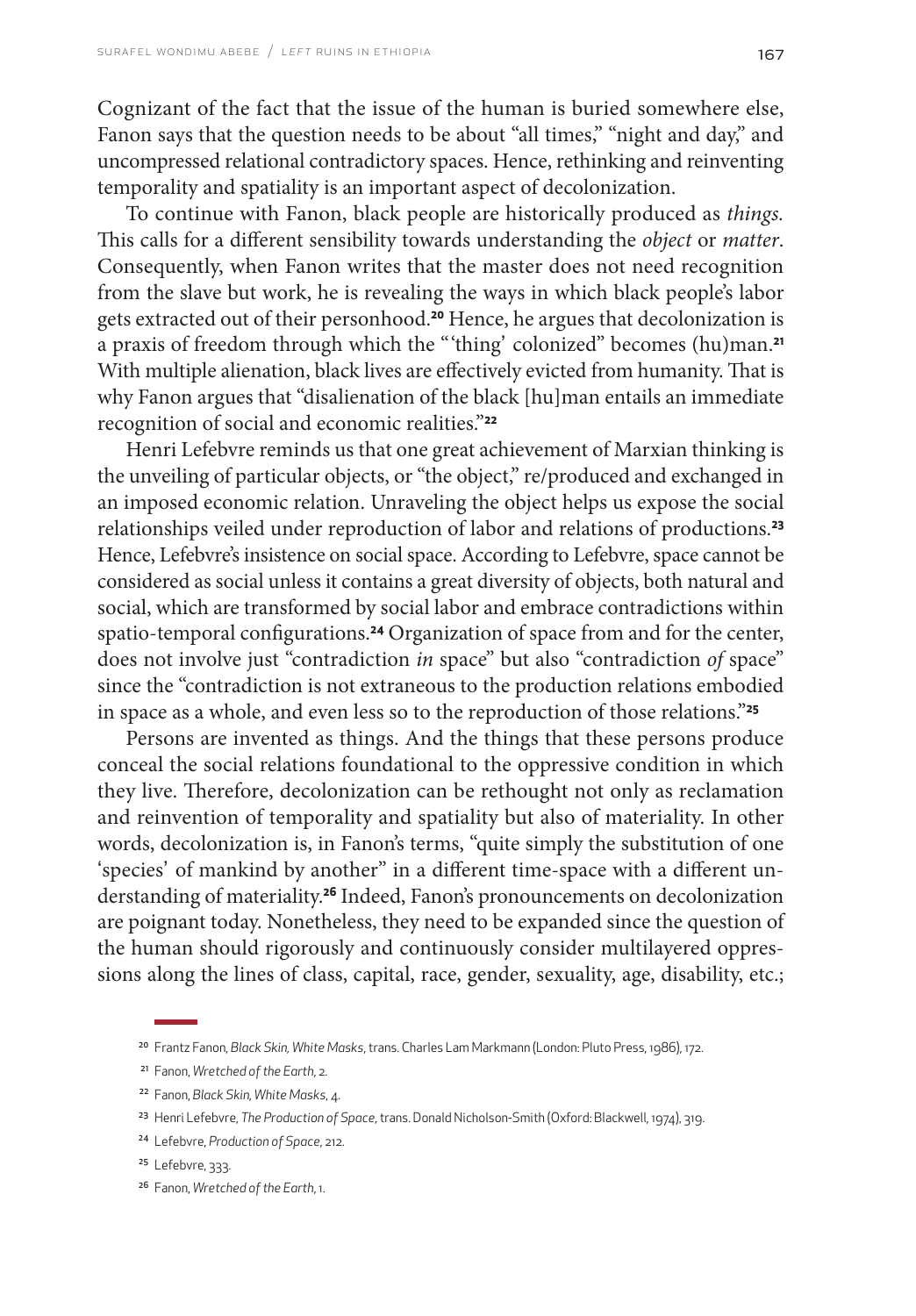Cognizant of the fact that the issue of the human is buried somewhere else, Fanon says that the question needs to be about "all times," "night and day," and uncompressed relational contradictory spaces. Hence, rethinking and reinventing temporality and spatiality is an important aspect of decolonization.

To continue with Fanon, black people are historically produced as *things.* This calls for a different sensibility towards understanding the *object* or *matter*. Consequently, when Fanon writes that the master does not need recognition from the slave but work, he is revealing the ways in which black people's labor gets extracted out of their personhood.[20] Hence, he argues that decolonization is a praxis of freedom through which the "'thing' colonized" becomes (hu)man.[21] With multiple alienation, black lives are effectively evicted from humanity. That is why Fanon argues that "disalienation of the black [hu]man entails an immediate recognition of social and economic realities."[22]

Henri Lefebvre reminds us that one great achievement of Marxian thinking is the unveiling of particular objects, or "the object," re/produced and exchanged in an imposed economic relation. Unraveling the object helps us expose the social relationships veiled under reproduction of labor and relations of productions.[23] Hence, Lefebvre's insistence on social space. According to Lefebvre, space cannot be considered as social unless it contains a great diversity of objects, both natural and social, which are transformed by social labor and embrace contradictions within spatio-temporal configurations.[24] Organization of space from and for the center, does not involve just "contradiction *in* space" but also "contradiction *of* space" since the "contradiction is not extraneous to the production relations embodied in space as a whole, and even less so to the reproduction of those relations."[25]

Persons are invented as things. And the things that these persons produce conceal the social relations foundational to the oppressive condition in which they live. Therefore, decolonization can be rethought not only as reclamation and reinvention of temporality and spatiality but also of materiality. In other words, decolonization is, in Fanon's terms, "quite simply the substitution of one 'species' of mankind by another" in a different time-space with a different understanding of materiality.[26] Indeed, Fanon's pronouncements on decolonization are poignant today. Nonetheless, they need to be expanded since the question of the human should rigorously and continuously consider multilayered oppressions along the lines of class, capital, race, gender, sexuality, age, disability, etc.;

---

[20] Frantz Fanon, *Black Skin, White Masks*, trans. Charles Lam Markmann (London: Pluto Press, 1986), 172.

[21] Fanon, *Wretched of the Earth*, 2.

[22] Fanon, *Black Skin, White Masks*, 4.

[23] Henri Lefebvre, *The Production of Space*, trans. Donald Nicholson-Smith (Oxford: Blackwell, 1974), 319.

[24] Lefebvre, *Production of Space*, 212.

[25] Lefebvre, 333.

[26] Fanon, *Wretched of the Earth*, 1.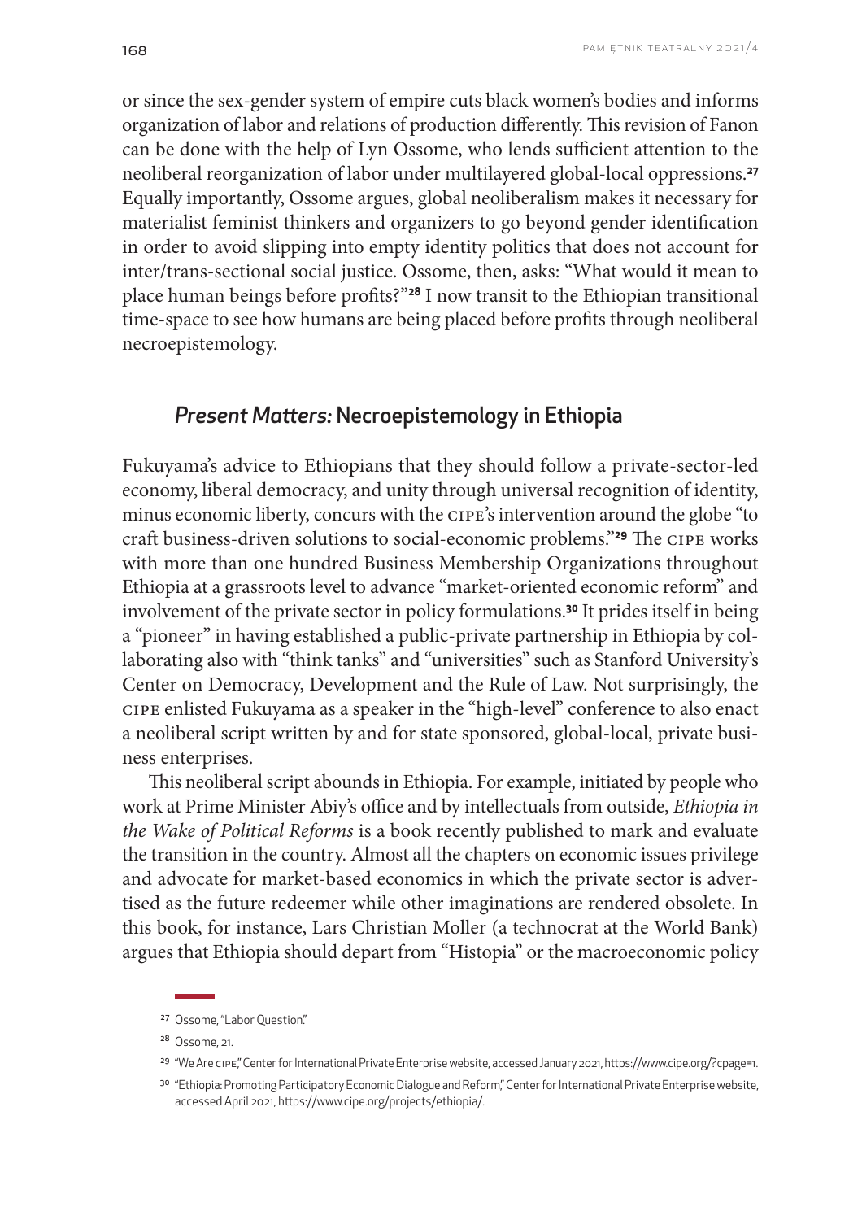or since the sex-gender system of empire cuts black women's bodies and informs organization of labor and relations of production differently. This revision of Fanon can be done with the help of Lyn Ossome, who lends sufficient attention to the neoliberal reorganization of labor under multilayered global-local oppressions.[27] Equally importantly, Ossome argues, global neoliberalism makes it necessary for materialist feminist thinkers and organizers to go beyond gender identification in order to avoid slipping into empty identity politics that does not account for inter/trans-sectional social justice. Ossome, then, asks: "What would it mean to place human beings before profits?"[28] I now transit to the Ethiopian transitional time-space to see how humans are being placed before profits through neoliberal necroepistemology.

## *Present Matters:* Necroepistemology in Ethiopia

Fukuyama's advice to Ethiopians that they should follow a private-sector-led economy, liberal democracy, and unity through universal recognition of identity, minus economic liberty, concurs with the CIPE's intervention around the globe "to craft business-driven solutions to social-economic problems."[29] The CIPE works with more than one hundred Business Membership Organizations throughout Ethiopia at a grassroots level to advance "market-oriented economic reform" and involvement of the private sector in policy formulations.[30] It prides itself in being a "pioneer" in having established a public-private partnership in Ethiopia by collaborating also with "think tanks" and "universities" such as Stanford University's Center on Democracy, Development and the Rule of Law. Not surprisingly, the CIPE enlisted Fukuyama as a speaker in the "high-level" conference to also enact a neoliberal script written by and for state sponsored, global-local, private business enterprises.

This neoliberal script abounds in Ethiopia. For example, initiated by people who work at Prime Minister Abiy's office and by intellectuals from outside, *Ethiopia in the Wake of Political Reforms* is a book recently published to mark and evaluate the transition in the country. Almost all the chapters on economic issues privilege and advocate for market-based economics in which the private sector is advertised as the future redeemer while other imaginations are rendered obsolete. In this book, for instance, Lars Christian Moller (a technocrat at the World Bank) argues that Ethiopia should depart from "Histopia" or the macroeconomic policy

---

27 Ossome, "Labor Question."

28 Ossome, 21.

29 "We Are CIPE," Center for International Private Enterprise website, accessed January 2021, https://www.cipe.org/?cpage=1.

30 "Ethiopia: Promoting Participatory Economic Dialogue and Reform," Center for International Private Enterprise website, accessed April 2021, https://www.cipe.org/projects/ethiopia/.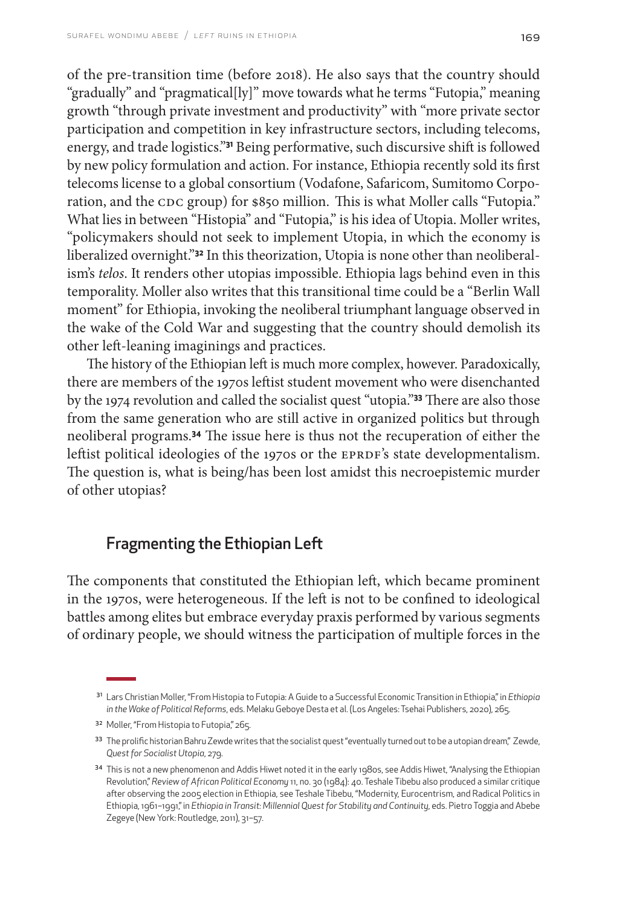of the pre-transition time (before 2018). He also says that the country should "gradually" and "pragmatical[ly]" move towards what he terms "Futopia," meaning growth "through private investment and productivity" with "more private sector participation and competition in key infrastructure sectors, including telecoms, energy, and trade logistics."[31] Being performative, such discursive shift is followed by new policy formulation and action. For instance, Ethiopia recently sold its first telecoms license to a global consortium (Vodafone, Safaricom, Sumitomo Corporation, and the CDC group) for $850 million. This is what Moller calls "Futopia." What lies in between "Histopia" and "Futopia," is his idea of Utopia. Moller writes, "policymakers should not seek to implement Utopia, in which the economy is liberalized overnight."[32] In this theorization, Utopia is none other than neoliberalism's *telos*. It renders other utopias impossible. Ethiopia lags behind even in this temporality. Moller also writes that this transitional time could be a "Berlin Wall moment" for Ethiopia, invoking the neoliberal triumphant language observed in the wake of the Cold War and suggesting that the country should demolish its other left-leaning imaginings and practices.

The history of the Ethiopian left is much more complex, however. Paradoxically, there are members of the 1970s leftist student movement who were disenchanted by the 1974 revolution and called the socialist quest "utopia."[33] There are also those from the same generation who are still active in organized politics but through neoliberal programs.[34] The issue here is thus not the recuperation of either the leftist political ideologies of the 1970s or the EPRDF's state developmentalism. The question is, what is being/has been lost amidst this necroepistemic murder of other utopias?

## Fragmenting the Ethiopian Left

The components that constituted the Ethiopian left, which became prominent in the 1970s, were heterogeneous. If the left is not to be confined to ideological battles among elites but embrace everyday praxis performed by various segments of ordinary people, we should witness the participation of multiple forces in the

---

[31] Lars Christian Moller, "From Histopia to Futopia: A Guide to a Successful Economic Transition in Ethiopia," in *Ethiopia in the Wake of Political Reforms*, eds. Melaku Geboye Desta et al. (Los Angeles: Tsehai Publishers, 2020), 265.

[32] Moller, "From Histopia to Futopia," 265.

[33] The prolific historian Bahru Zewde writes that the socialist quest "eventually turned out to be a utopian dream," Zewde, *Quest for Socialist Utopia*, 279.

[34] This is not a new phenomenon and Addis Hiwet noted it in the early 1980s, see Addis Hiwet, "Analysing the Ethiopian Revolution," *Review of African Political Economy* 11, no. 30 (1984): 40. Teshale Tibebu also produced a similar critique after observing the 2005 election in Ethiopia, see Teshale Tibebu, "Modernity, Eurocentrism, and Radical Politics in Ethiopia, 1961–1991," in *Ethiopia in Transit: Millennial Quest for Stability and Continuity*, eds. Pietro Toggia and Abebe Zegeye (New York: Routledge, 2011), 31–57.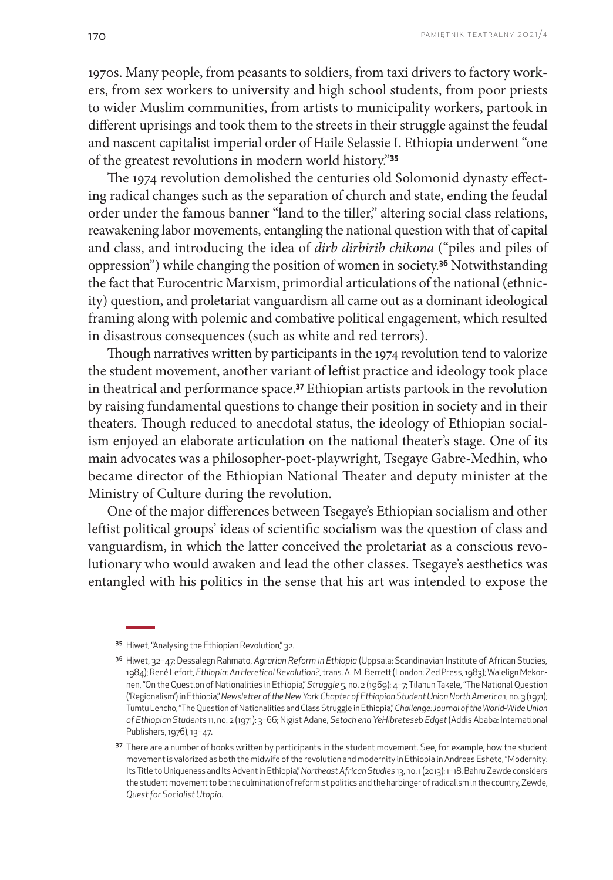1970s. Many people, from peasants to soldiers, from taxi drivers to factory workers, from sex workers to university and high school students, from poor priests to wider Muslim communities, from artists to municipality workers, partook in different uprisings and took them to the streets in their struggle against the feudal and nascent capitalist imperial order of Haile Selassie I. Ethiopia underwent "one of the greatest revolutions in modern world history."[35]

The 1974 revolution demolished the centuries old Solomonid dynasty effecting radical changes such as the separation of church and state, ending the feudal order under the famous banner "land to the tiller," altering social class relations, reawakening labor movements, entangling the national question with that of capital and class, and introducing the idea of *dirb dirbirib chikona* ("piles and piles of oppression") while changing the position of women in society.[36] Notwithstanding the fact that Eurocentric Marxism, primordial articulations of the national (ethnicity) question, and proletariat vanguardism all came out as a dominant ideological framing along with polemic and combative political engagement, which resulted in disastrous consequences (such as white and red terrors).

Though narratives written by participants in the 1974 revolution tend to valorize the student movement, another variant of leftist practice and ideology took place in theatrical and performance space.[37] Ethiopian artists partook in the revolution by raising fundamental questions to change their position in society and in their theaters. Though reduced to anecdotal status, the ideology of Ethiopian socialism enjoyed an elaborate articulation on the national theater's stage. One of its main advocates was a philosopher-poet-playwright, Tsegaye Gabre-Medhin, who became director of the Ethiopian National Theater and deputy minister at the Ministry of Culture during the revolution.

One of the major differences between Tsegaye's Ethiopian socialism and other leftist political groups' ideas of scientific socialism was the question of class and vanguardism, in which the latter conceived the proletariat as a conscious revolutionary who would awaken and lead the other classes. Tsegaye's aesthetics was entangled with his politics in the sense that his art was intended to expose the

---

[35] Hiwet, "Analysing the Ethiopian Revolution," 32.

[36] Hiwet, 32–47; Dessalegn Rahmato, *Agrarian Reform in Ethiopia* (Uppsala: Scandinavian Institute of African Studies, 1984); René Lefort, *Ethiopia: An Heretical Revolution?*, trans. A. M. Berrett (London: Zed Press, 1983); Walelign Mekonnen, "On the Question of Nationalities in Ethiopia," *Struggle* 5, no. 2 (1969): 4–7; Tilahun Takele, "The National Question ('Regionalism') in Ethiopia," *Newsletter of the New York Chapter of Ethiopian Student Union North America* 1, no. 3 (1971); Tumtu Lencho, "The Question of Nationalities and Class Struggle in Ethiopia," *Challenge: Journal of the World-Wide Union of Ethiopian Students* 11, no. 2 (1971): 3–66; Nigist Adane, *Setoch ena YeHibreteseb Edget* (Addis Ababa: International Publishers, 1976), 13–47.

[37] There are a number of books written by participants in the student movement. See, for example, how the student movement is valorized as both the midwife of the revolution and modernity in Ethiopia in Andreas Eshete, "Modernity: Its Title to Uniqueness and Its Advent in Ethiopia," *Northeast African Studies* 13, no. 1 (2013): 1–18. Bahru Zewde considers the student movement to be the culmination of reformist politics and the harbinger of radicalism in the country, Zewde, *Quest for Socialist Utopia*.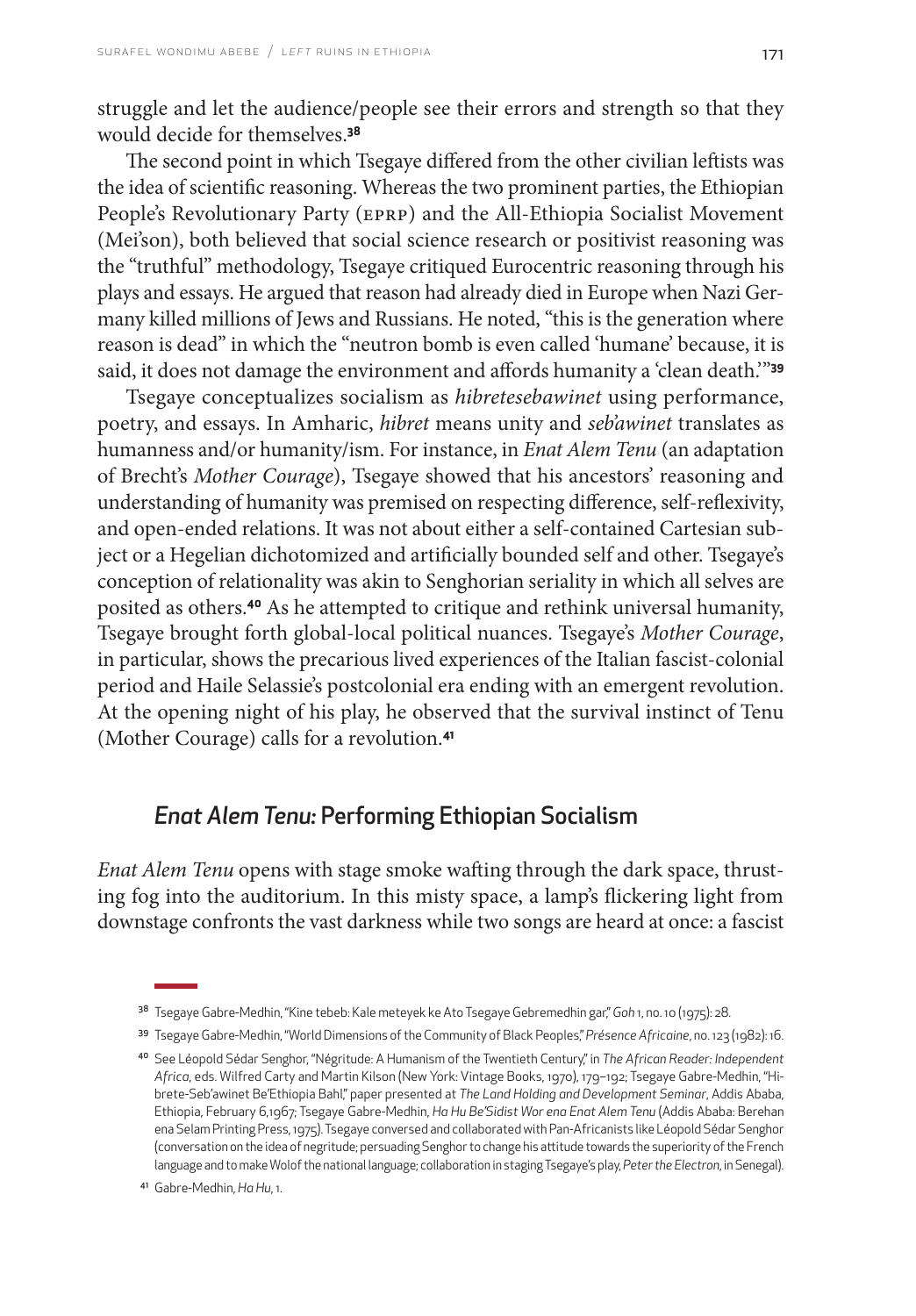struggle and let the audience/people see their errors and strength so that they would decide for themselves.[38]

The second point in which Tsegaye differed from the other civilian leftists was the idea of scientific reasoning. Whereas the two prominent parties, the Ethiopian People's Revolutionary Party (EPRP) and the All-Ethiopia Socialist Movement (Mei'son), both believed that social science research or positivist reasoning was the "truthful" methodology, Tsegaye critiqued Eurocentric reasoning through his plays and essays. He argued that reason had already died in Europe when Nazi Germany killed millions of Jews and Russians. He noted, "this is the generation where reason is dead" in which the "neutron bomb is even called 'humane' because, it is said, it does not damage the environment and affords humanity a 'clean death.'"[39]

Tsegaye conceptualizes socialism as *hibretesebawinet* using performance, poetry, and essays. In Amharic, *hibret* means unity and *seb'awinet* translates as humanness and/or humanity/ism. For instance, in *Enat Alem Tenu* (an adaptation of Brecht's *Mother Courage*), Tsegaye showed that his ancestors' reasoning and understanding of humanity was premised on respecting difference, self-reflexivity, and open-ended relations. It was not about either a self-contained Cartesian subject or a Hegelian dichotomized and artificially bounded self and other. Tsegaye's conception of relationality was akin to Senghorian seriality in which all selves are posited as others.[40] As he attempted to critique and rethink universal humanity, Tsegaye brought forth global-local political nuances. Tsegaye's *Mother Courage*, in particular, shows the precarious lived experiences of the Italian fascist-colonial period and Haile Selassie's postcolonial era ending with an emergent revolution. At the opening night of his play, he observed that the survival instinct of Tenu (Mother Courage) calls for a revolution.[41]

## *Enat Alem Tenu:* Performing Ethiopian Socialism

*Enat Alem Tenu* opens with stage smoke wafting through the dark space, thrusting fog into the auditorium. In this misty space, a lamp's flickering light from downstage confronts the vast darkness while two songs are heard at once: a fascist

---

[38] Tsegaye Gabre-Medhin, "Kine tebeb: Kale meteyek ke Ato Tsegaye Gebremedhin gar," *Goh* 1, no. 10 (1975): 28.

[39] Tsegaye Gabre-Medhin, "World Dimensions of the Community of Black Peoples," *Présence Africaine*, no. 123 (1982): 16.

[40] See Léopold Sédar Senghor, "Négritude: A Humanism of the Twentieth Century," in *The African Reader: Independent Africa*, eds. Wilfred Carty and Martin Kilson (New York: Vintage Books, 1970), 179–192; Tsegaye Gabre-Medhin, "Hibrete-Seb'awinet Be'Ethiopia Bahl," paper presented at *The Land Holding and Development Seminar*, Addis Ababa, Ethiopia, February 6,1967; Tsegaye Gabre-Medhin, *Ha Hu Be'Sidist Wor ena Enat Alem Tenu* (Addis Ababa: Berehan ena Selam Printing Press, 1975). Tsegaye conversed and collaborated with Pan-Africanists like Léopold Sédar Senghor (conversation on the idea of negritude; persuading Senghor to change his attitude towards the superiority of the French language and to make Wolof the national language; collaboration in staging Tsegaye's play, *Peter the Electron*, in Senegal).

[41] Gabre-Medhin, *Ha Hu*, 1.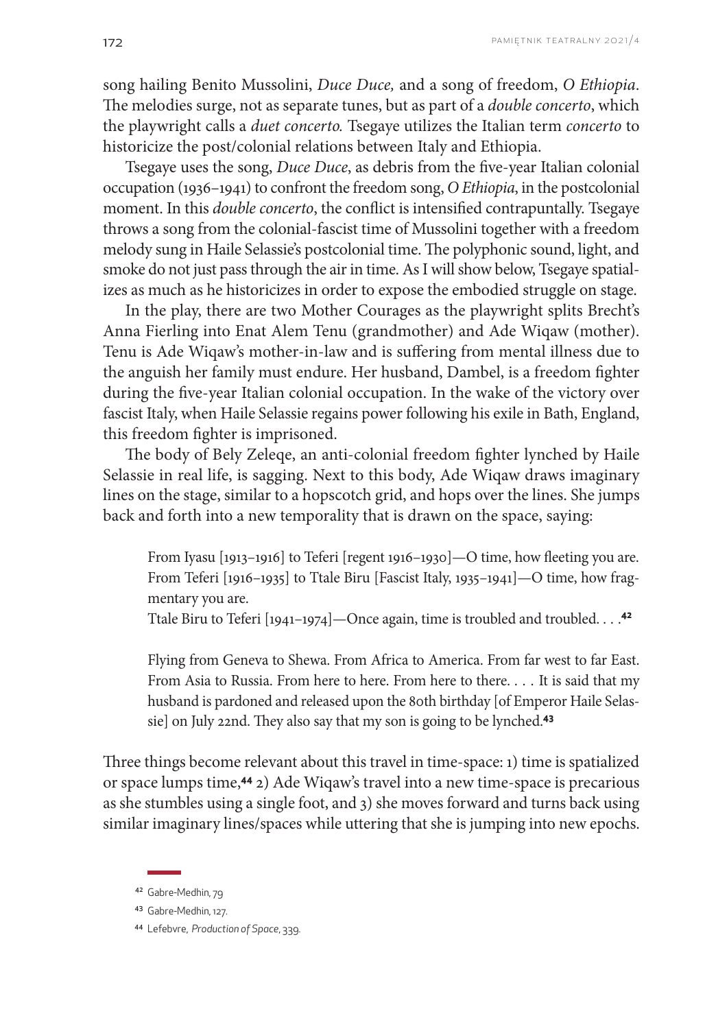song hailing Benito Mussolini, *Duce Duce,* and a song of freedom, *O Ethiopia*. The melodies surge, not as separate tunes, but as part of a *double concerto*, which the playwright calls a *duet concerto.* Tsegaye utilizes the Italian term *concerto* to historicize the post/colonial relations between Italy and Ethiopia.

Tsegaye uses the song, *Duce Duce*, as debris from the five-year Italian colonial occupation (1936–1941) to confront the freedom song, *O Ethiopia*, in the postcolonial moment. In this *double concerto*, the conflict is intensified contrapuntally. Tsegaye throws a song from the colonial-fascist time of Mussolini together with a freedom melody sung in Haile Selassie's postcolonial time. The polyphonic sound, light, and smoke do not just pass through the air in time. As I will show below, Tsegaye spatializes as much as he historicizes in order to expose the embodied struggle on stage.

In the play, there are two Mother Courages as the playwright splits Brecht's Anna Fierling into Enat Alem Tenu (grandmother) and Ade Wiqaw (mother). Tenu is Ade Wiqaw's mother-in-law and is suffering from mental illness due to the anguish her family must endure. Her husband, Dambel, is a freedom fighter during the five-year Italian colonial occupation. In the wake of the victory over fascist Italy, when Haile Selassie regains power following his exile in Bath, England, this freedom fighter is imprisoned.

The body of Bely Zeleqe, an anti-colonial freedom fighter lynched by Haile Selassie in real life, is sagging. Next to this body, Ade Wiqaw draws imaginary lines on the stage, similar to a hopscotch grid, and hops over the lines. She jumps back and forth into a new temporality that is drawn on the space, saying:

> From Iyasu [1913–1916] to Teferi [regent 1916–1930]—O time, how fleeting you are. From Teferi [1916–1935] to Ttale Biru [Fascist Italy, 1935–1941]—O time, how fragmentary you are.
> Ttale Biru to Teferi [1941–1974]—Once again, time is troubled and troubled. . . .[42]
>
> Flying from Geneva to Shewa. From Africa to America. From far west to far East. From Asia to Russia. From here to here. From here to there. . . . It is said that my husband is pardoned and released upon the 80th birthday [of Emperor Haile Selassie] on July 22nd. They also say that my son is going to be lynched.[43]

Three things become relevant about this travel in time-space: 1) time is spatialized or space lumps time,[44] 2) Ade Wiqaw's travel into a new time-space is precarious as she stumbles using a single foot, and 3) she moves forward and turns back using similar imaginary lines/spaces while uttering that she is jumping into new epochs.

---

[42] Gabre-Medhin, 79

[43] Gabre-Medhin, 127.

[44] Lefebvre, *Production of Space*, 339.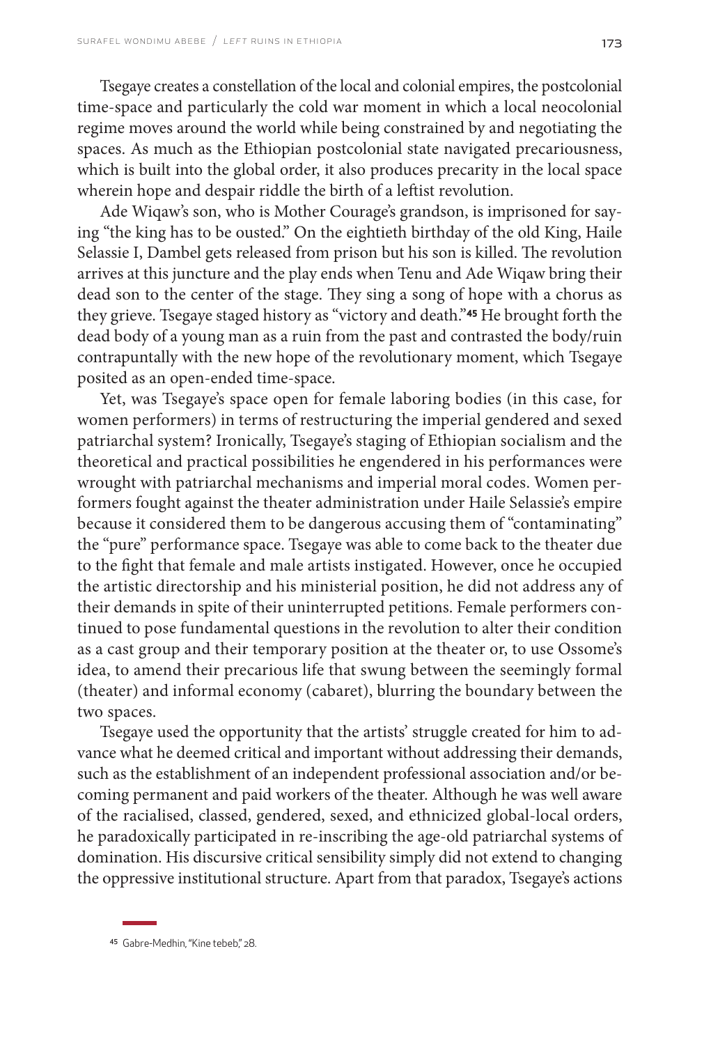Tsegaye creates a constellation of the local and colonial empires, the postcolonial time-space and particularly the cold war moment in which a local neocolonial regime moves around the world while being constrained by and negotiating the spaces. As much as the Ethiopian postcolonial state navigated precariousness, which is built into the global order, it also produces precarity in the local space wherein hope and despair riddle the birth of a leftist revolution.

Ade Wiqaw's son, who is Mother Courage's grandson, is imprisoned for saying "the king has to be ousted." On the eightieth birthday of the old King, Haile Selassie I, Dambel gets released from prison but his son is killed. The revolution arrives at this juncture and the play ends when Tenu and Ade Wiqaw bring their dead son to the center of the stage. They sing a song of hope with a chorus as they grieve. Tsegaye staged history as "victory and death."[45] He brought forth the dead body of a young man as a ruin from the past and contrasted the body/ruin contrapuntally with the new hope of the revolutionary moment, which Tsegaye posited as an open-ended time-space.

Yet, was Tsegaye's space open for female laboring bodies (in this case, for women performers) in terms of restructuring the imperial gendered and sexed patriarchal system? Ironically, Tsegaye's staging of Ethiopian socialism and the theoretical and practical possibilities he engendered in his performances were wrought with patriarchal mechanisms and imperial moral codes. Women performers fought against the theater administration under Haile Selassie's empire because it considered them to be dangerous accusing them of "contaminating" the "pure" performance space. Tsegaye was able to come back to the theater due to the fight that female and male artists instigated. However, once he occupied the artistic directorship and his ministerial position, he did not address any of their demands in spite of their uninterrupted petitions. Female performers continued to pose fundamental questions in the revolution to alter their condition as a cast group and their temporary position at the theater or, to use Ossome's idea, to amend their precarious life that swung between the seemingly formal (theater) and informal economy (cabaret), blurring the boundary between the two spaces.

Tsegaye used the opportunity that the artists' struggle created for him to advance what he deemed critical and important without addressing their demands, such as the establishment of an independent professional association and/or becoming permanent and paid workers of the theater. Although he was well aware of the racialised, classed, gendered, sexed, and ethnicized global-local orders, he paradoxically participated in re-inscribing the age-old patriarchal systems of domination. His discursive critical sensibility simply did not extend to changing the oppressive institutional structure. Apart from that paradox, Tsegaye's actions

---

[45] Gabre-Medhin, "Kine tebeb," 28.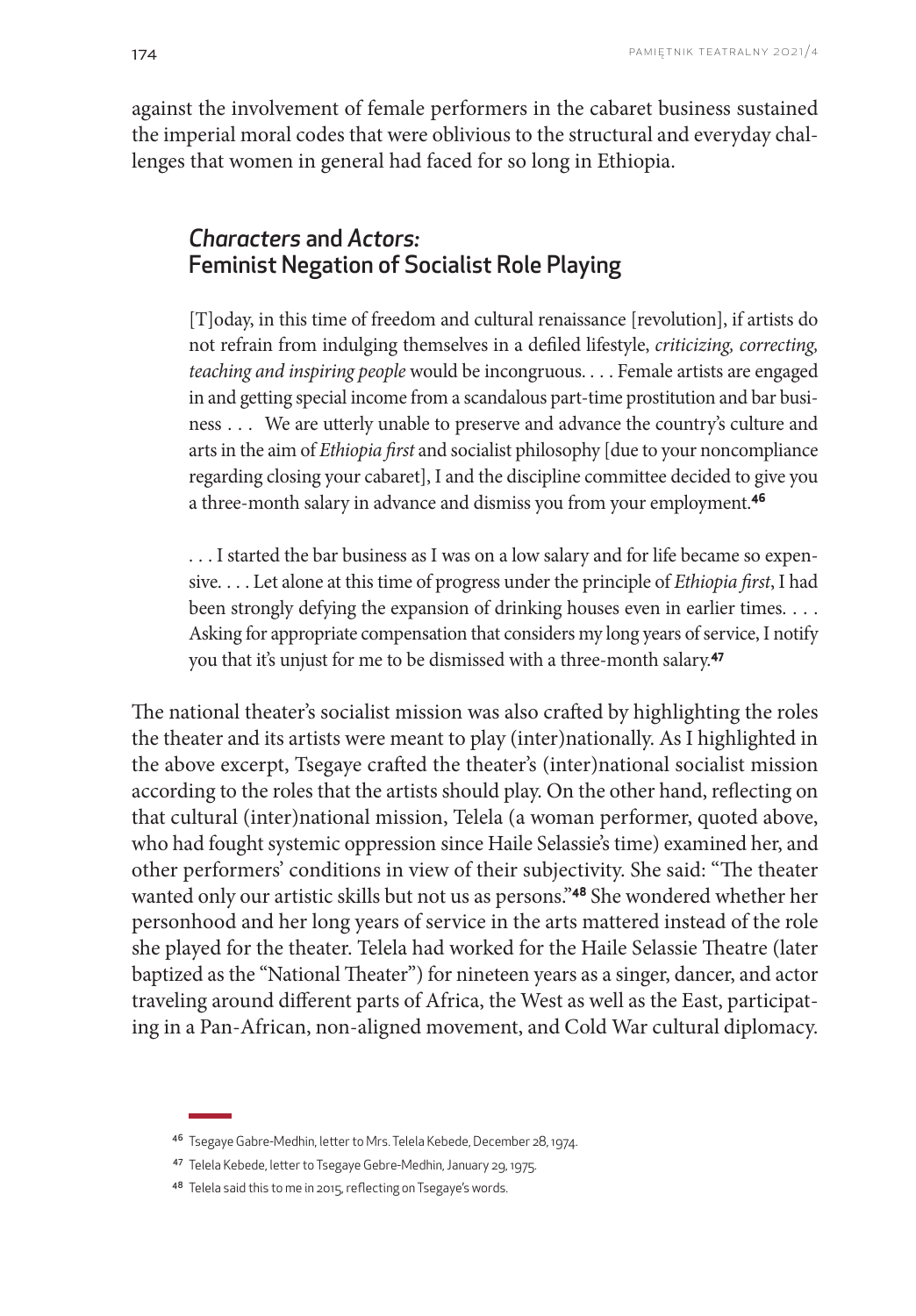against the involvement of female performers in the cabaret business sustained the imperial moral codes that were oblivious to the structural and everyday challenges that women in general had faced for so long in Ethiopia.

## *Characters* and *Actors:* Feminist Negation of Socialist Role Playing

> [T]oday, in this time of freedom and cultural renaissance [revolution], if artists do not refrain from indulging themselves in a defiled lifestyle, *criticizing, correcting, teaching and inspiring people* would be incongruous. . . . Female artists are engaged in and getting special income from a scandalous part-time prostitution and bar business . . . We are utterly unable to preserve and advance the country's culture and arts in the aim of *Ethiopia first* and socialist philosophy [due to your noncompliance regarding closing your cabaret], I and the discipline committee decided to give you a three-month salary in advance and dismiss you from your employment.[46]

> . . . I started the bar business as I was on a low salary and for life became so expensive. . . . Let alone at this time of progress under the principle of *Ethiopia first*, I had been strongly defying the expansion of drinking houses even in earlier times. . . . Asking for appropriate compensation that considers my long years of service, I notify you that it's unjust for me to be dismissed with a three-month salary.[47]

The national theater's socialist mission was also crafted by highlighting the roles the theater and its artists were meant to play (inter)nationally. As I highlighted in the above excerpt, Tsegaye crafted the theater's (inter)national socialist mission according to the roles that the artists should play. On the other hand, reflecting on that cultural (inter)national mission, Telela (a woman performer, quoted above, who had fought systemic oppression since Haile Selassie's time) examined her, and other performers' conditions in view of their subjectivity. She said: "The theater wanted only our artistic skills but not us as persons."[48] She wondered whether her personhood and her long years of service in the arts mattered instead of the role she played for the theater. Telela had worked for the Haile Selassie Theatre (later baptized as the "National Theater") for nineteen years as a singer, dancer, and actor traveling around different parts of Africa, the West as well as the East, participating in a Pan-African, non-aligned movement, and Cold War cultural diplomacy.

---

[46] Tsegaye Gabre-Medhin, letter to Mrs. Telela Kebede, December 28, 1974.

[47] Telela Kebede, letter to Tsegaye Gebre-Medhin, January 29, 1975.

[48] Telela said this to me in 2015, reflecting on Tsegaye's words.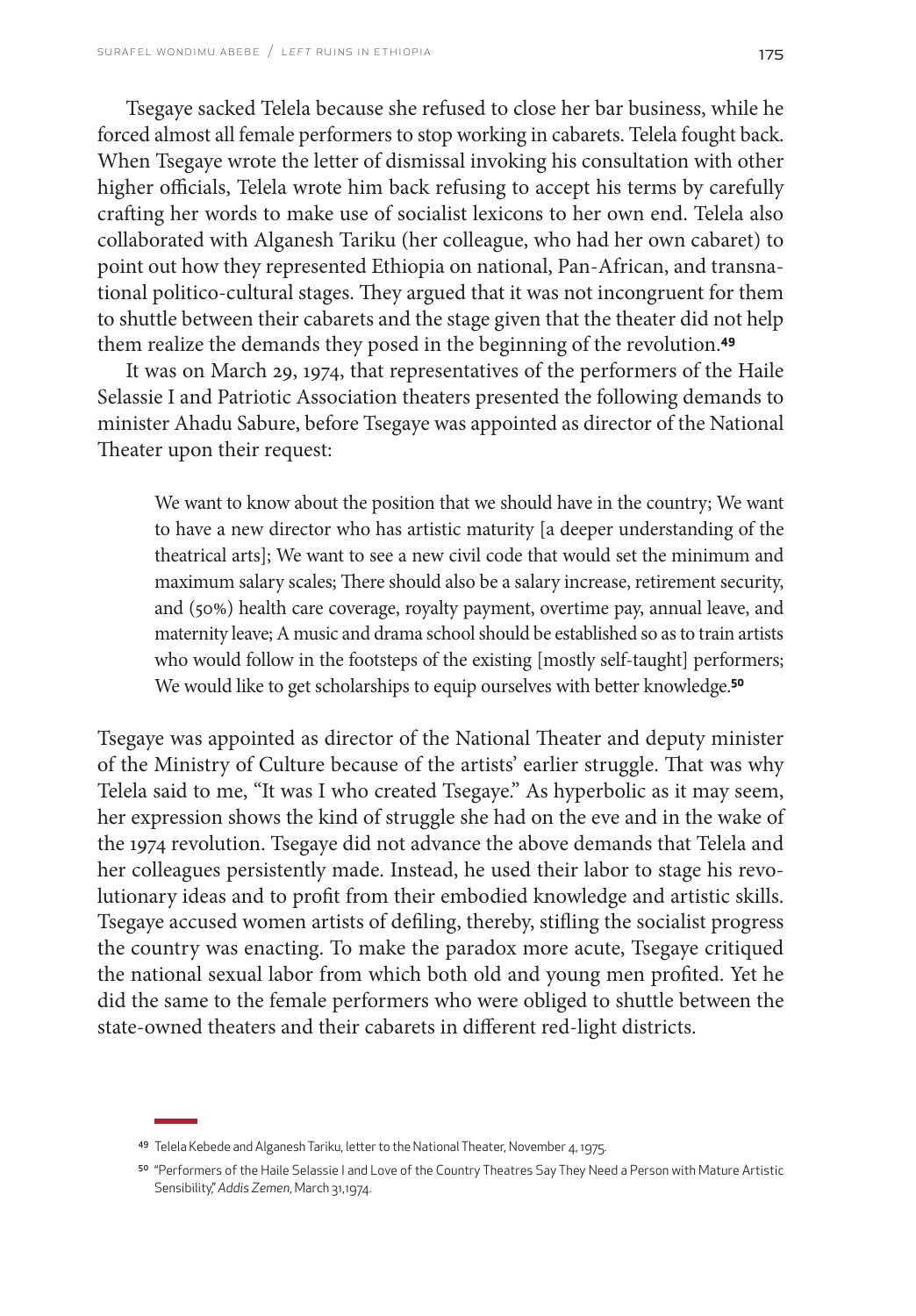Tsegaye sacked Telela because she refused to close her bar business, while he forced almost all female performers to stop working in cabarets. Telela fought back. When Tsegaye wrote the letter of dismissal invoking his consultation with other higher officials, Telela wrote him back refusing to accept his terms by carefully crafting her words to make use of socialist lexicons to her own end. Telela also collaborated with Alganesh Tariku (her colleague, who had her own cabaret) to point out how they represented Ethiopia on national, Pan-African, and transnational politico-cultural stages. They argued that it was not incongruent for them to shuttle between their cabarets and the stage given that the theater did not help them realize the demands they posed in the beginning of the revolution.[49]

It was on March 29, 1974, that representatives of the performers of the Haile Selassie I and Patriotic Association theaters presented the following demands to minister Ahadu Sabure, before Tsegaye was appointed as director of the National Theater upon their request:

> We want to know about the position that we should have in the country; We want to have a new director who has artistic maturity [a deeper understanding of the theatrical arts]; We want to see a new civil code that would set the minimum and maximum salary scales; There should also be a salary increase, retirement security, and (50%) health care coverage, royalty payment, overtime pay, annual leave, and maternity leave; A music and drama school should be established so as to train artists who would follow in the footsteps of the existing [mostly self-taught] performers; We would like to get scholarships to equip ourselves with better knowledge.[50]

Tsegaye was appointed as director of the National Theater and deputy minister of the Ministry of Culture because of the artists' earlier struggle. That was why Telela said to me, "It was I who created Tsegaye." As hyperbolic as it may seem, her expression shows the kind of struggle she had on the eve and in the wake of the 1974 revolution. Tsegaye did not advance the above demands that Telela and her colleagues persistently made. Instead, he used their labor to stage his revolutionary ideas and to profit from their embodied knowledge and artistic skills. Tsegaye accused women artists of defiling, thereby, stifling the socialist progress the country was enacting. To make the paradox more acute, Tsegaye critiqued the national sexual labor from which both old and young men profited. Yet he did the same to the female performers who were obliged to shuttle between the state-owned theaters and their cabarets in different red-light districts.

---

[49] Telela Kebede and Alganesh Tariku, letter to the National Theater, November 4, 1975.

[50] "Performers of the Haile Selassie I and Love of the Country Theatres Say They Need a Person with Mature Artistic Sensibility," *Addis Zemen*, March 31,1974.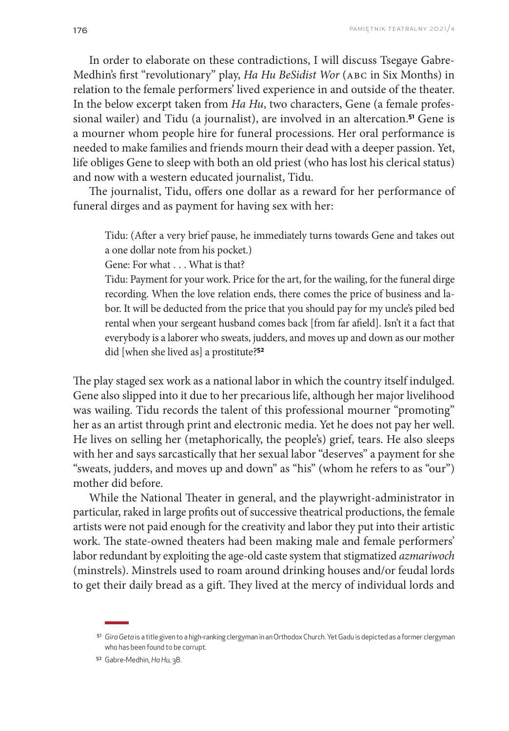In order to elaborate on these contradictions, I will discuss Tsegaye Gabre-Medhin's first "revolutionary" play, *Ha Hu BeSidist Wor* (ABC in Six Months) in relation to the female performers' lived experience in and outside of the theater. In the below excerpt taken from *Ha Hu*, two characters, Gene (a female professional wailer) and Tidu (a journalist), are involved in an altercation.[51] Gene is a mourner whom people hire for funeral processions. Her oral performance is needed to make families and friends mourn their dead with a deeper passion. Yet, life obliges Gene to sleep with both an old priest (who has lost his clerical status) and now with a western educated journalist, Tidu.

The journalist, Tidu, offers one dollar as a reward for her performance of funeral dirges and as payment for having sex with her:

> Tidu: (After a very brief pause, he immediately turns towards Gene and takes out a one dollar note from his pocket.)
>
> Gene: For what . . . What is that?
>
> Tidu: Payment for your work. Price for the art, for the wailing, for the funeral dirge recording. When the love relation ends, there comes the price of business and labor. It will be deducted from the price that you should pay for my uncle's piled bed rental when your sergeant husband comes back [from far afield]. Isn't it a fact that everybody is a laborer who sweats, judders, and moves up and down as our mother did [when she lived as] a prostitute?[52]

The play staged sex work as a national labor in which the country itself indulged. Gene also slipped into it due to her precarious life, although her major livelihood was wailing. Tidu records the talent of this professional mourner "promoting" her as an artist through print and electronic media. Yet he does not pay her well. He lives on selling her (metaphorically, the people's) grief, tears. He also sleeps with her and says sarcastically that her sexual labor "deserves" a payment for she "sweats, judders, and moves up and down" as "his" (whom he refers to as "our") mother did before.

While the National Theater in general, and the playwright-administrator in particular, raked in large profits out of successive theatrical productions, the female artists were not paid enough for the creativity and labor they put into their artistic work. The state-owned theaters had been making male and female performers' labor redundant by exploiting the age-old caste system that stigmatized *azmariwoch* (minstrels). Minstrels used to roam around drinking houses and/or feudal lords to get their daily bread as a gift. They lived at the mercy of individual lords and

---

[51] *Gira Geta* is a title given to a high-ranking clergyman in an Orthodox Church. Yet Gadu is depicted as a former clergyman who has been found to be corrupt.

[52] Gabre-Medhin, *Ha Hu*, 38.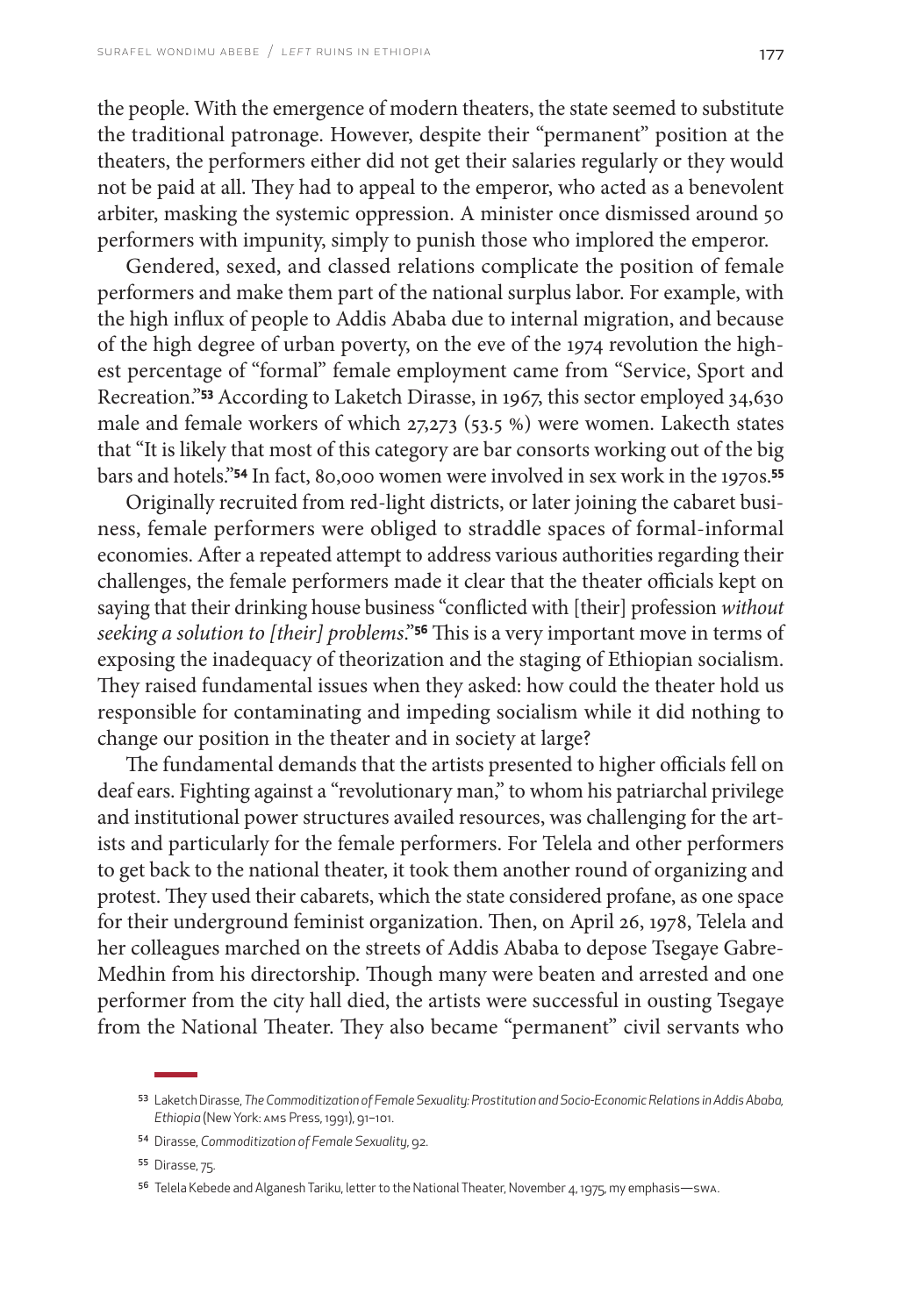the people. With the emergence of modern theaters, the state seemed to substitute the traditional patronage. However, despite their "permanent" position at the theaters, the performers either did not get their salaries regularly or they would not be paid at all. They had to appeal to the emperor, who acted as a benevolent arbiter, masking the systemic oppression. A minister once dismissed around 50 performers with impunity, simply to punish those who implored the emperor.

Gendered, sexed, and classed relations complicate the position of female performers and make them part of the national surplus labor. For example, with the high influx of people to Addis Ababa due to internal migration, and because of the high degree of urban poverty, on the eve of the 1974 revolution the highest percentage of "formal" female employment came from "Service, Sport and Recreation."[53] According to Laketch Dirasse, in 1967, this sector employed 34,630 male and female workers of which 27,273 (53.5 %) were women. Lakecth states that "It is likely that most of this category are bar consorts working out of the big bars and hotels."[54] In fact, 80,000 women were involved in sex work in the 1970s.[55]

Originally recruited from red-light districts, or later joining the cabaret business, female performers were obliged to straddle spaces of formal-informal economies. After a repeated attempt to address various authorities regarding their challenges, the female performers made it clear that the theater officials kept on saying that their drinking house business "conflicted with [their] profession *without seeking a solution to [their] problems*."[56] This is a very important move in terms of exposing the inadequacy of theorization and the staging of Ethiopian socialism. They raised fundamental issues when they asked: how could the theater hold us responsible for contaminating and impeding socialism while it did nothing to change our position in the theater and in society at large?

The fundamental demands that the artists presented to higher officials fell on deaf ears. Fighting against a "revolutionary man," to whom his patriarchal privilege and institutional power structures availed resources, was challenging for the artists and particularly for the female performers. For Telela and other performers to get back to the national theater, it took them another round of organizing and protest. They used their cabarets, which the state considered profane, as one space for their underground feminist organization. Then, on April 26, 1978, Telela and her colleagues marched on the streets of Addis Ababa to depose Tsegaye Gabre-Medhin from his directorship. Though many were beaten and arrested and one performer from the city hall died, the artists were successful in ousting Tsegaye from the National Theater. They also became "permanent" civil servants who

---

[53] Laketch Dirasse, *The Commoditization of Female Sexuality: Prostitution and Socio-Economic Relations in Addis Ababa, Ethiopia* (New York: AMS Press, 1991), 91–101.

[54] Dirasse, *Commoditization of Female Sexuality*, 92.

[55] Dirasse, 75.

[56] Telela Kebede and Alganesh Tariku, letter to the National Theater, November 4, 1975, my emphasis—SWA.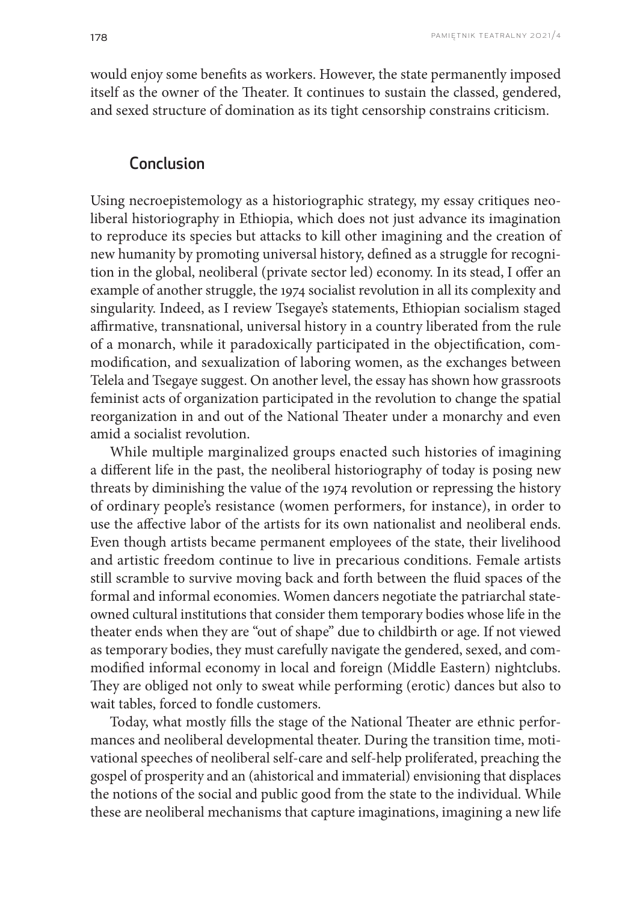would enjoy some benefits as workers. However, the state permanently imposed itself as the owner of the Theater. It continues to sustain the classed, gendered, and sexed structure of domination as its tight censorship constrains criticism.

## Conclusion

Using necroepistemology as a historiographic strategy, my essay critiques neoliberal historiography in Ethiopia, which does not just advance its imagination to reproduce its species but attacks to kill other imagining and the creation of new humanity by promoting universal history, defined as a struggle for recognition in the global, neoliberal (private sector led) economy. In its stead, I offer an example of another struggle, the 1974 socialist revolution in all its complexity and singularity. Indeed, as I review Tsegaye's statements, Ethiopian socialism staged affirmative, transnational, universal history in a country liberated from the rule of a monarch, while it paradoxically participated in the objectification, commodification, and sexualization of laboring women, as the exchanges between Telela and Tsegaye suggest. On another level, the essay has shown how grassroots feminist acts of organization participated in the revolution to change the spatial reorganization in and out of the National Theater under a monarchy and even amid a socialist revolution.

While multiple marginalized groups enacted such histories of imagining a different life in the past, the neoliberal historiography of today is posing new threats by diminishing the value of the 1974 revolution or repressing the history of ordinary people's resistance (women performers, for instance), in order to use the affective labor of the artists for its own nationalist and neoliberal ends. Even though artists became permanent employees of the state, their livelihood and artistic freedom continue to live in precarious conditions. Female artists still scramble to survive moving back and forth between the fluid spaces of the formal and informal economies. Women dancers negotiate the patriarchal state-owned cultural institutions that consider them temporary bodies whose life in the theater ends when they are "out of shape" due to childbirth or age. If not viewed as temporary bodies, they must carefully navigate the gendered, sexed, and commodified informal economy in local and foreign (Middle Eastern) nightclubs. They are obliged not only to sweat while performing (erotic) dances but also to wait tables, forced to fondle customers.

Today, what mostly fills the stage of the National Theater are ethnic performances and neoliberal developmental theater. During the transition time, motivational speeches of neoliberal self-care and self-help proliferated, preaching the gospel of prosperity and an (ahistorical and immaterial) envisioning that displaces the notions of the social and public good from the state to the individual. While these are neoliberal mechanisms that capture imaginations, imagining a new life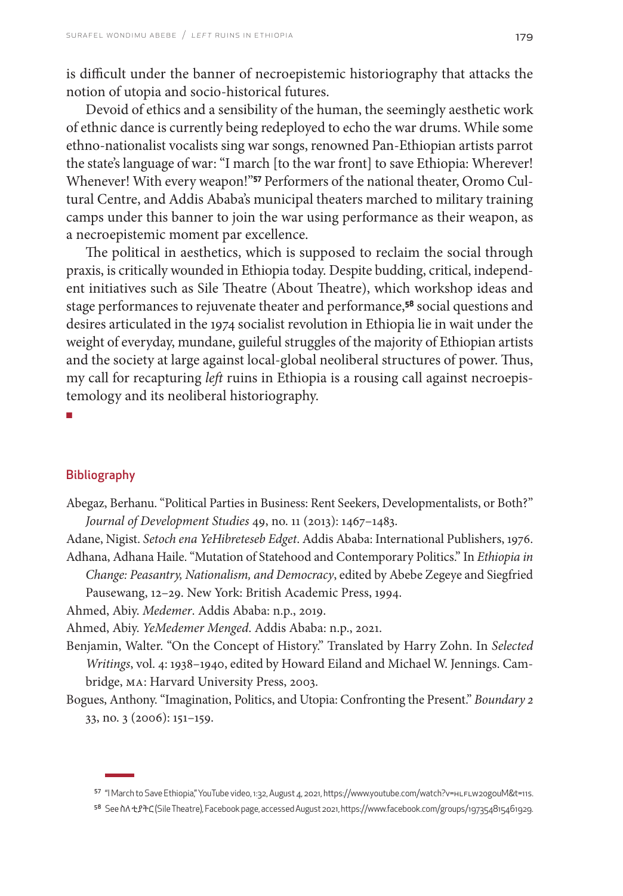is difficult under the banner of necroepistemic historiography that attacks the notion of utopia and socio-historical futures.

Devoid of ethics and a sensibility of the human, the seemingly aesthetic work of ethnic dance is currently being redeployed to echo the war drums. While some ethno-nationalist vocalists sing war songs, renowned Pan-Ethiopian artists parrot the state's language of war: "I march [to the war front] to save Ethiopia: Wherever! Whenever! With every weapon!"[57] Performers of the national theater, Oromo Cultural Centre, and Addis Ababa's municipal theaters marched to military training camps under this banner to join the war using performance as their weapon, as a necroepistemic moment par excellence.

The political in aesthetics, which is supposed to reclaim the social through praxis, is critically wounded in Ethiopia today. Despite budding, critical, independent initiatives such as Sile Theatre (About Theatre), which workshop ideas and stage performances to rejuvenate theater and performance,[58] social questions and desires articulated in the 1974 socialist revolution in Ethiopia lie in wait under the weight of everyday, mundane, guileful struggles of the majority of Ethiopian artists and the society at large against local-global neoliberal structures of power. Thus, my call for recapturing *left* ruins in Ethiopia is a rousing call against necroepistemology and its neoliberal historiography.

■

## Bibliography

Abegaz, Berhanu. "Political Parties in Business: Rent Seekers, Developmentalists, or Both?" *Journal of Development Studies* 49, no. 11 (2013): 1467–1483.

Adane, Nigist. *Setoch ena YeHibreteseb Edget*. Addis Ababa: International Publishers, 1976.

Adhana, Adhana Haile. "Mutation of Statehood and Contemporary Politics." In *Ethiopia in Change: Peasantry, Nationalism, and Democracy*, edited by Abebe Zegeye and Siegfried Pausewang, 12–29. New York: British Academic Press, 1994.

Ahmed, Abiy. *Medemer*. Addis Ababa: n.p., 2019.

Ahmed, Abiy. *YeMedemer Menged*. Addis Ababa: n.p., 2021.

Benjamin, Walter. "On the Concept of History." Translated by Harry Zohn. In *Selected Writings*, vol. 4: 1938–1940, edited by Howard Eiland and Michael W. Jennings. Cambridge, MA: Harvard University Press, 2003.

Bogues, Anthony. "Imagination, Politics, and Utopia: Confronting the Present." *Boundary 2* 33, no. 3 (2006): 151–159.

---

57 "I March to Save Ethiopia," YouTube video, 1:32, August 4, 2021, https://www.youtube.com/watch?v=HLFLW20g0uM&t=11s.

58 See ስለ ቲያትር (Sile Theatre), Facebook page, accessed August 2021, https://www.facebook.com/groups/197354815461929.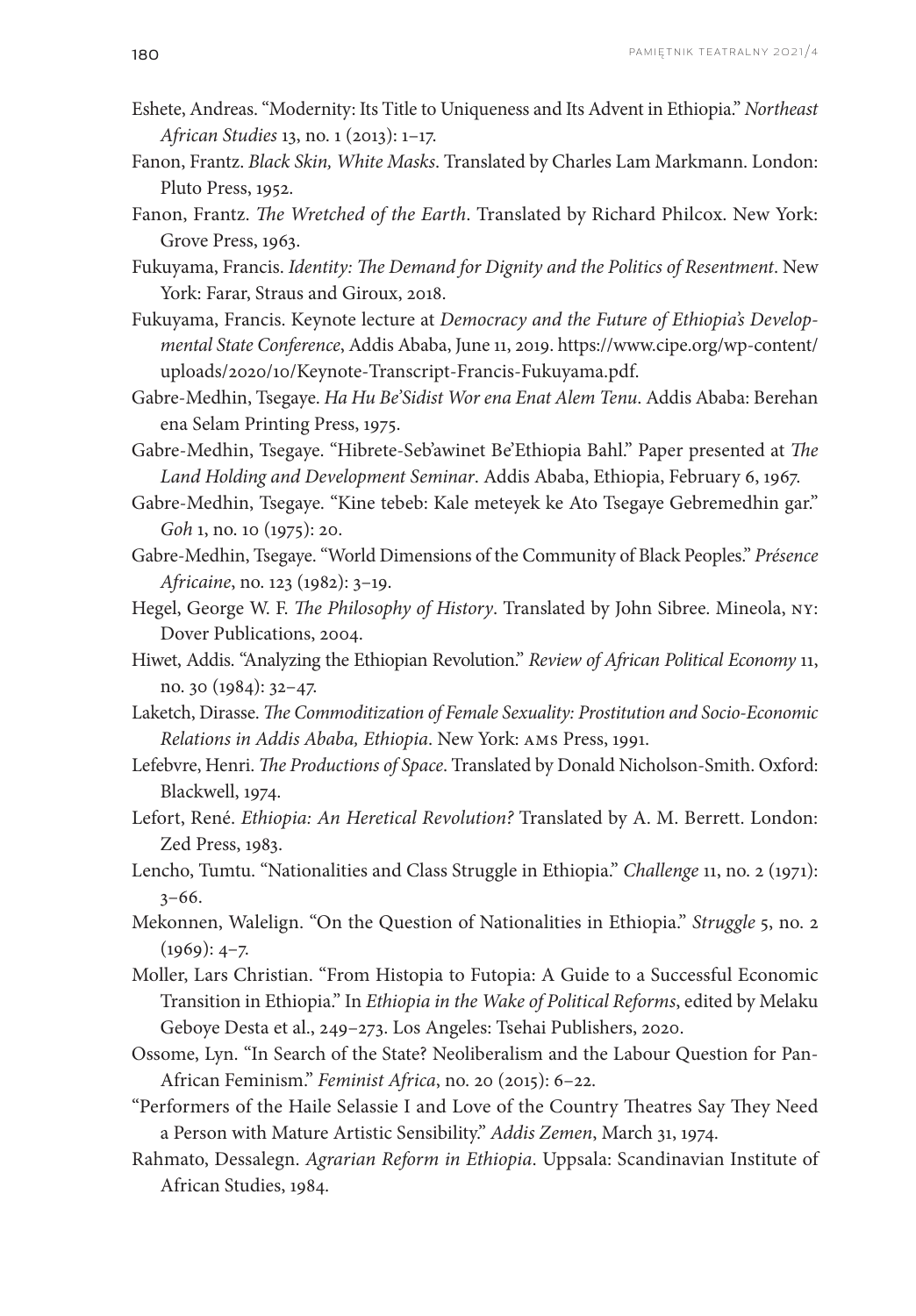Eshete, Andreas. "Modernity: Its Title to Uniqueness and Its Advent in Ethiopia." *Northeast African Studies* 13, no. 1 (2013): 1–17.

Fanon, Frantz. *Black Skin, White Masks*. Translated by Charles Lam Markmann. London: Pluto Press, 1952.

Fanon, Frantz. *The Wretched of the Earth*. Translated by Richard Philcox. New York: Grove Press, 1963.

Fukuyama, Francis. *Identity: The Demand for Dignity and the Politics of Resentment*. New York: Farar, Straus and Giroux, 2018.

Fukuyama, Francis. Keynote lecture at *Democracy and the Future of Ethiopia's Developmental State Conference*, Addis Ababa, June 11, 2019. https://www.cipe.org/wp-content/uploads/2020/10/Keynote-Transcript-Francis-Fukuyama.pdf.

Gabre-Medhin, Tsegaye. *Ha Hu Be'Sidist Wor ena Enat Alem Tenu*. Addis Ababa: Berehan ena Selam Printing Press, 1975.

Gabre-Medhin, Tsegaye. "Hibrete-Seb'awinet Be'Ethiopia Bahl." Paper presented at *The Land Holding and Development Seminar*. Addis Ababa, Ethiopia, February 6, 1967.

Gabre-Medhin, Tsegaye. "Kine tebeb: Kale meteyek ke Ato Tsegaye Gebremedhin gar." *Goh* 1, no. 10 (1975): 20.

Gabre-Medhin, Tsegaye. "World Dimensions of the Community of Black Peoples." *Présence Africaine*, no. 123 (1982): 3–19.

Hegel, George W. F. *The Philosophy of History*. Translated by John Sibree. Mineola, NY: Dover Publications, 2004.

Hiwet, Addis. "Analyzing the Ethiopian Revolution." *Review of African Political Economy* 11, no. 30 (1984): 32–47.

Laketch, Dirasse. *The Commoditization of Female Sexuality: Prostitution and Socio-Economic Relations in Addis Ababa, Ethiopia*. New York: AMS Press, 1991.

Lefebvre, Henri. *The Productions of Space*. Translated by Donald Nicholson-Smith. Oxford: Blackwell, 1974.

Lefort, René. *Ethiopia: An Heretical Revolution?* Translated by A. M. Berrett. London: Zed Press, 1983.

Lencho, Tumtu. "Nationalities and Class Struggle in Ethiopia." *Challenge* 11, no. 2 (1971): 3–66.

Mekonnen, Walelign. "On the Question of Nationalities in Ethiopia." *Struggle* 5, no. 2 (1969): 4–7.

Moller, Lars Christian. "From Histopia to Futopia: A Guide to a Successful Economic Transition in Ethiopia." In *Ethiopia in the Wake of Political Reforms*, edited by Melaku Geboye Desta et al., 249–273. Los Angeles: Tsehai Publishers, 2020.

Ossome, Lyn. "In Search of the State? Neoliberalism and the Labour Question for Pan-African Feminism." *Feminist Africa*, no. 20 (2015): 6–22.

"Performers of the Haile Selassie I and Love of the Country Theatres Say They Need a Person with Mature Artistic Sensibility." *Addis Zemen*, March 31, 1974.

Rahmato, Dessalegn. *Agrarian Reform in Ethiopia*. Uppsala: Scandinavian Institute of African Studies, 1984.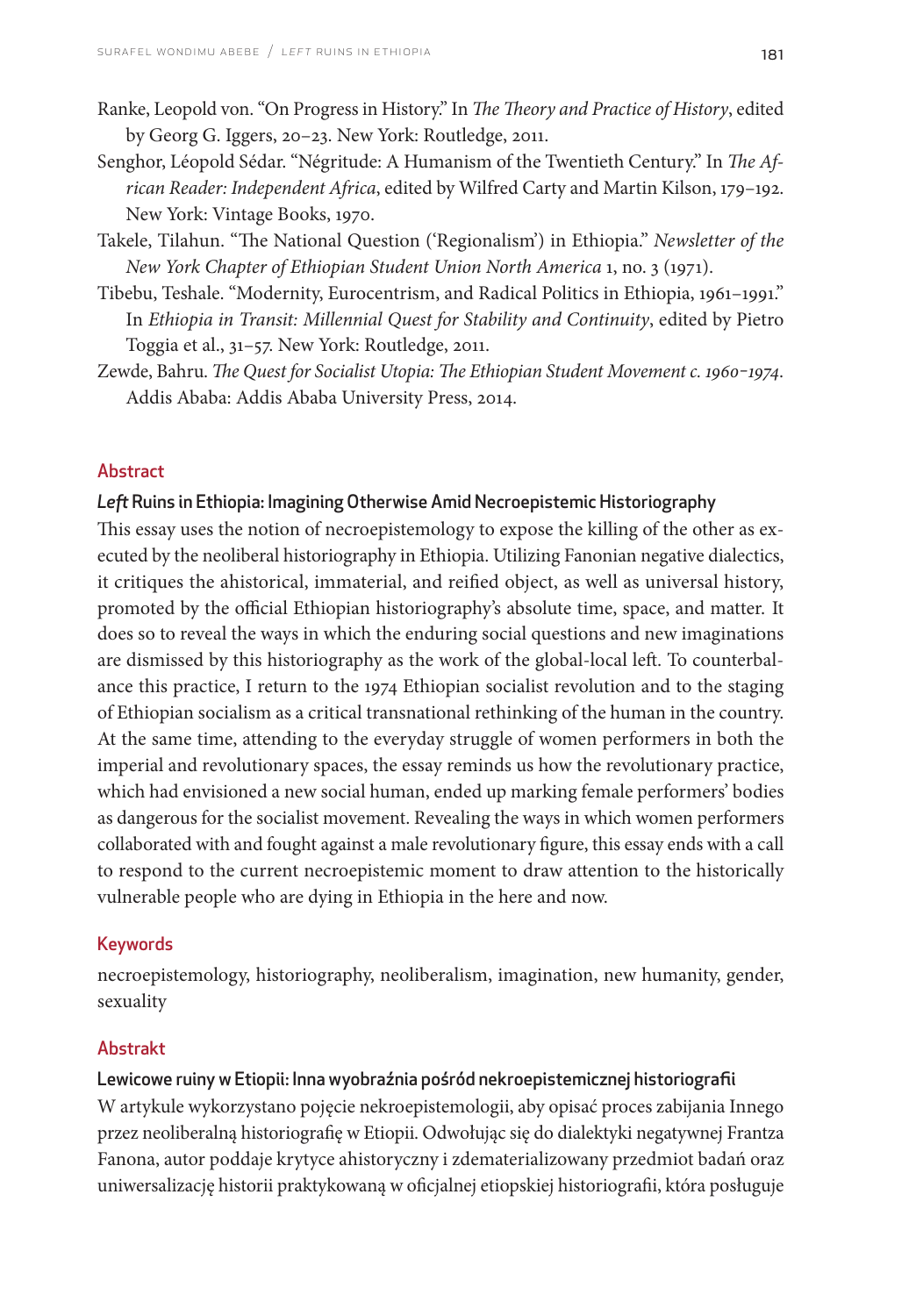Ranke, Leopold von. "On Progress in History." In *The Theory and Practice of History*, edited by Georg G. Iggers, 20–23. New York: Routledge, 2011.

Senghor, Léopold Sédar. "Négritude: A Humanism of the Twentieth Century." In *The African Reader: Independent Africa*, edited by Wilfred Carty and Martin Kilson, 179–192. New York: Vintage Books, 1970.

Takele, Tilahun. "The National Question ('Regionalism') in Ethiopia." *Newsletter of the New York Chapter of Ethiopian Student Union North America* 1, no. 3 (1971).

Tibebu, Teshale. "Modernity, Eurocentrism, and Radical Politics in Ethiopia, 1961–1991." In *Ethiopia in Transit: Millennial Quest for Stability and Continuity*, edited by Pietro Toggia et al., 31–57. New York: Routledge, 2011.

Zewde, Bahru. *The Quest for Socialist Utopia: The Ethiopian Student Movement c. 1960–1974*. Addis Ababa: Addis Ababa University Press, 2014.

## Abstract

### *Left* Ruins in Ethiopia: Imagining Otherwise Amid Necroepistemic Historiography

This essay uses the notion of necroepistemology to expose the killing of the other as executed by the neoliberal historiography in Ethiopia. Utilizing Fanonian negative dialectics, it critiques the ahistorical, immaterial, and reified object, as well as universal history, promoted by the official Ethiopian historiography's absolute time, space, and matter. It does so to reveal the ways in which the enduring social questions and new imaginations are dismissed by this historiography as the work of the global-local left. To counterbalance this practice, I return to the 1974 Ethiopian socialist revolution and to the staging of Ethiopian socialism as a critical transnational rethinking of the human in the country. At the same time, attending to the everyday struggle of women performers in both the imperial and revolutionary spaces, the essay reminds us how the revolutionary practice, which had envisioned a new social human, ended up marking female performers' bodies as dangerous for the socialist movement. Revealing the ways in which women performers collaborated with and fought against a male revolutionary figure, this essay ends with a call to respond to the current necroepistemic moment to draw attention to the historically vulnerable people who are dying in Ethiopia in the here and now.

## Keywords

necroepistemology, historiography, neoliberalism, imagination, new humanity, gender, sexuality

## Abstrakt

### Lewicowe ruiny w Etiopii: Inna wyobraźnia pośród nekroepistemicznej historiografii

W artykule wykorzystano pojęcie nekroepistemologii, aby opisać proces zabijania Innego przez neoliberalną historiografię w Etiopii. Odwołując się do dialektyki negatywnej Frantza Fanona, autor poddaje krytyce ahistoryczny i zdematerializowany przedmiot badań oraz uniwersalizację historii praktykowaną w oficjalnej etiopskiej historiografii, która posługuje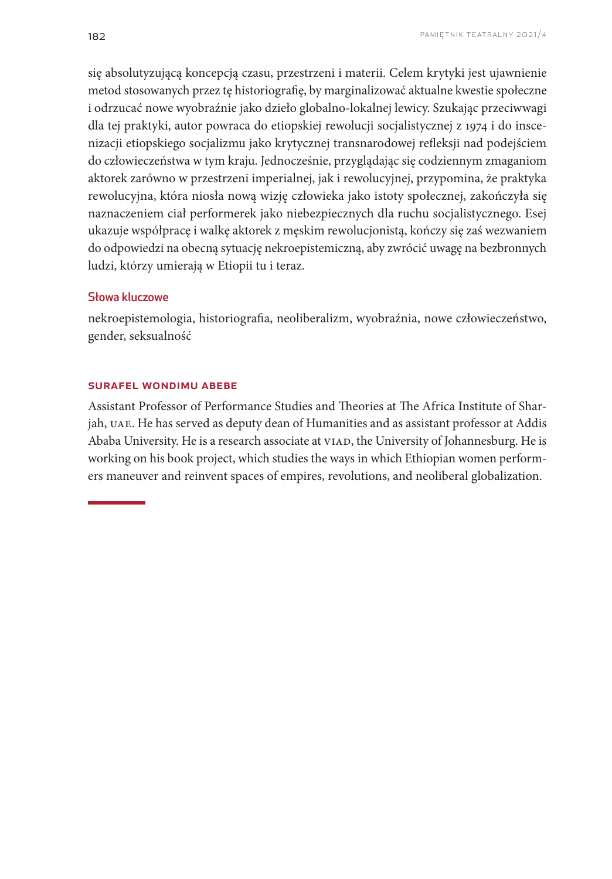się absolutyzującą koncepcją czasu, przestrzeni i materii. Celem krytyki jest ujawnienie metod stosowanych przez tę historiografię, by marginalizować aktualne kwestie społeczne i odrzucać nowe wyobraźnie jako dzieło globalno-lokalnej lewicy. Szukając przeciwwagi dla tej praktyki, autor powraca do etiopskiej rewolucji socjalistycznej z 1974 i do inscenizacji etiopskiego socjalizmu jako krytycznej transnarodowej refleksji nad podejściem do człowieczeństwa w tym kraju. Jednocześnie, przyglądając się codziennym zmaganiom aktorek zarówno w przestrzeni imperialnej, jak i rewolucyjnej, przypomina, że praktyka rewolucyjna, która niosła nową wizję człowieka jako istoty społecznej, zakończyła się naznaczeniem ciał performerek jako niebezpiecznych dla ruchu socjalistycznego. Esej ukazuje współpracę i walkę aktorek z męskim rewolucjonistą, kończy się zaś wezwaniem do odpowiedzi na obecną sytuację nekroepistemiczną, aby zwrócić uwagę na bezbronnych ludzi, którzy umierają w Etiopii tu i teraz.

### Słowa kluczowe

nekroepistemologia, historiografia, neoliberalizm, wyobraźnia, nowe człowieczeństwo, gender, seksualność

#### SURAFEL WONDIMU ABEBE

Assistant Professor of Performance Studies and Theories at The Africa Institute of Sharjah, UAE. He has served as deputy dean of Humanities and as assistant professor at Addis Ababa University. He is a research associate at VIAD, the University of Johannesburg. He is working on his book project, which studies the ways in which Ethiopian women performers maneuver and reinvent spaces of empires, revolutions, and neoliberal globalization.